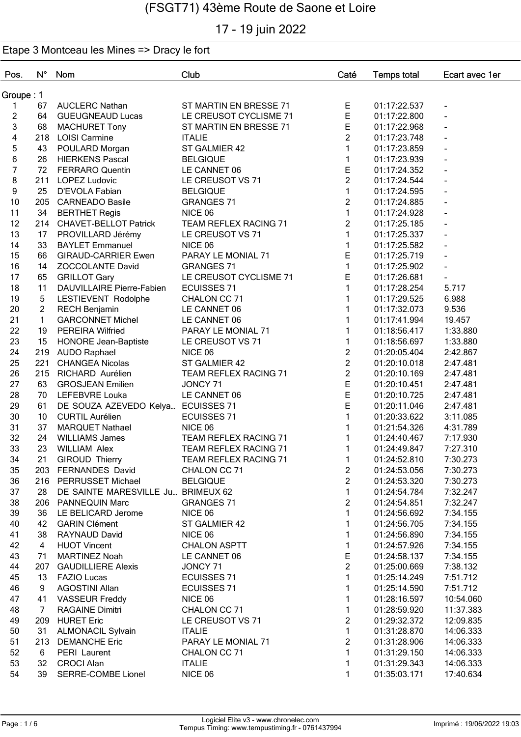# (FSGT71) 43ème Route de Saone et Loire

17 - 19 juin 2022

## Etape 3 Montceau les Mines => Dracy le fort

| Pos. | N° | Nom | Club | Caté | Temps total | Ecart avec 1er |
|---|---|---|---|---|---|---|
| Groupe : 1 | | | | | | |
| 1 | 67 | AUCLERC Nathan | ST MARTIN EN BRESSE 71 | E | 01:17:22.537 | - |
| 2 | 64 | GUEUGNEAUD Lucas | LE CREUSOT CYCLISME 71 | E | 01:17:22.800 | - |
| 3 | 68 | MACHURET Tony | ST MARTIN EN BRESSE 71 | E | 01:17:22.968 | - |
| 4 | 218 | LOISI Carmine | ITALIE | 2 | 01:17:23.748 | - |
| 5 | 43 | POULARD Morgan | ST GALMIER 42 | 1 | 01:17:23.859 | - |
| 6 | 26 | HIERKENS Pascal | BELGIQUE | 1 | 01:17:23.939 | - |
| 7 | 72 | FERRARO Quentin | LE CANNET 06 | E | 01:17:24.352 | - |
| 8 | 211 | LOPEZ Ludovic | LE CREUSOT VS 71 | 2 | 01:17:24.544 | - |
| 9 | 25 | D'EVOLA Fabian | BELGIQUE | 1 | 01:17:24.595 | - |
| 10 | 205 | CARNEADO Basile | GRANGES 71 | 2 | 01:17:24.885 | - |
| 11 | 34 | BERTHET Regis | NICE 06 | 1 | 01:17:24.928 | - |
| 12 | 214 | CHAVET-BELLOT Patrick | TEAM REFLEX RACING 71 | 2 | 01:17:25.185 | - |
| 13 | 17 | PROVILLARD Jérémy | LE CREUSOT VS 71 | 1 | 01:17:25.337 | - |
| 14 | 33 | BAYLET Emmanuel | NICE 06 | 1 | 01:17:25.582 | - |
| 15 | 66 | GIRAUD-CARRIER Ewen | PARAY LE MONIAL 71 | E | 01:17:25.719 | - |
| 16 | 14 | ZOCCOLANTE David | GRANGES 71 | 1 | 01:17:25.902 | - |
| 17 | 65 | GRILLOT Gary | LE CREUSOT CYCLISME 71 | E | 01:17:26.681 | - |
| 18 | 11 | DAUVILLAIRE Pierre-Fabien | ECUISSES 71 | 1 | 01:17:28.254 | 5.717 |
| 19 | 5 | LESTIEVENT Rodolphe | CHALON CC 71 | 1 | 01:17:29.525 | 6.988 |
| 20 | 2 | RECH Benjamin | LE CANNET 06 | 1 | 01:17:32.073 | 9.536 |
| 21 | 1 | GARCONNET Michel | LE CANNET 06 | 1 | 01:17:41.994 | 19.457 |
| 22 | 19 | PEREIRA Wilfried | PARAY LE MONIAL 71 | 1 | 01:18:56.417 | 1:33.880 |
| 23 | 15 | HONORE Jean-Baptiste | LE CREUSOT VS 71 | 1 | 01:18:56.697 | 1:33.880 |
| 24 | 219 | AUDO Raphael | NICE 06 | 2 | 01:20:05.404 | 2:42.867 |
| 25 | 221 | CHANGEA Nicolas | ST GALMIER 42 | 2 | 01:20:10.018 | 2:47.481 |
| 26 | 215 | RICHARD Aurélien | TEAM REFLEX RACING 71 | 2 | 01:20:10.169 | 2:47.481 |
| 27 | 63 | GROSJEAN Emilien | JONCY 71 | E | 01:20:10.451 | 2:47.481 |
| 28 | 70 | LEFEBVRE Louka | LE CANNET 06 | E | 01:20:10.725 | 2:47.481 |
| 29 | 61 | DE SOUZA AZEVEDO Kelya... | ECUISSES 71 | E | 01:20:11.046 | 2:47.481 |
| 30 | 10 | CURTIL Aurélien | ECUISSES 71 | 1 | 01:20:33.622 | 3:11.085 |
| 31 | 37 | MARQUET Nathael | NICE 06 | 1 | 01:21:54.326 | 4:31.789 |
| 32 | 24 | WILLIAMS James | TEAM REFLEX RACING 71 | 1 | 01:24:40.467 | 7:17.930 |
| 33 | 23 | WILLIAM Alex | TEAM REFLEX RACING 71 | 1 | 01:24:49.847 | 7:27.310 |
| 34 | 21 | GIROUD Thierry | TEAM REFLEX RACING 71 | 1 | 01:24:52.810 | 7:30.273 |
| 35 | 203 | FERNANDES David | CHALON CC 71 | 2 | 01:24:53.056 | 7:30.273 |
| 36 | 216 | PERRUSSET Michael | BELGIQUE | 2 | 01:24:53.320 | 7:30.273 |
| 37 | 28 | DE SAINTE MARESVILLE Ju... | BRIMEUX 62 | 1 | 01:24:54.784 | 7:32.247 |
| 38 | 206 | PANNEQUIN Marc | GRANGES 71 | 2 | 01:24:54.851 | 7:32.247 |
| 39 | 36 | LE BELICARD Jerome | NICE 06 | 1 | 01:24:56.692 | 7:34.155 |
| 40 | 42 | GARIN Clément | ST GALMIER 42 | 1 | 01:24:56.705 | 7:34.155 |
| 41 | 38 | RAYNAUD David | NICE 06 | 1 | 01:24:56.890 | 7:34.155 |
| 42 | 4 | HUOT Vincent | CHALON ASPTT | 1 | 01:24:57.926 | 7:34.155 |
| 43 | 71 | MARTINEZ Noah | LE CANNET 06 | E | 01:24:58.137 | 7:34.155 |
| 44 | 207 | GAUDILLIERE Alexis | JONCY 71 | 2 | 01:25:00.669 | 7:38.132 |
| 45 | 13 | FAZIO Lucas | ECUISSES 71 | 1 | 01:25:14.249 | 7:51.712 |
| 46 | 9 | AGOSTINI Allan | ECUISSES 71 | 1 | 01:25:14.590 | 7:51.712 |
| 47 | 41 | VASSEUR Freddy | NICE 06 | 1 | 01:28:16.597 | 10:54.060 |
| 48 | 7 | RAGAINE Dimitri | CHALON CC 71 | 1 | 01:28:59.920 | 11:37.383 |
| 49 | 209 | HURET Eric | LE CREUSOT VS 71 | 2 | 01:29:32.372 | 12:09.835 |
| 50 | 31 | ALMONACIL Sylvain | ITALIE | 1 | 01:31:28.870 | 14:06.333 |
| 51 | 213 | DEMANCHE Eric | PARAY LE MONIAL 71 | 2 | 01:31:28.906 | 14:06.333 |
| 52 | 6 | PERI Laurent | CHALON CC 71 | 1 | 01:31:29.150 | 14:06.333 |
| 53 | 32 | CROCI Alan | ITALIE | 1 | 01:31:29.343 | 14:06.333 |
| 54 | 39 | SERRE-COMBE Lionel | NICE 06 | 1 | 01:35:03.171 | 17:40.634 |

Logiciel Elite v3 - www.chronelec.com
Tempus Timing: www.tempustiming.fr - 0761437994

Imprimé : 19/06/2022 19:03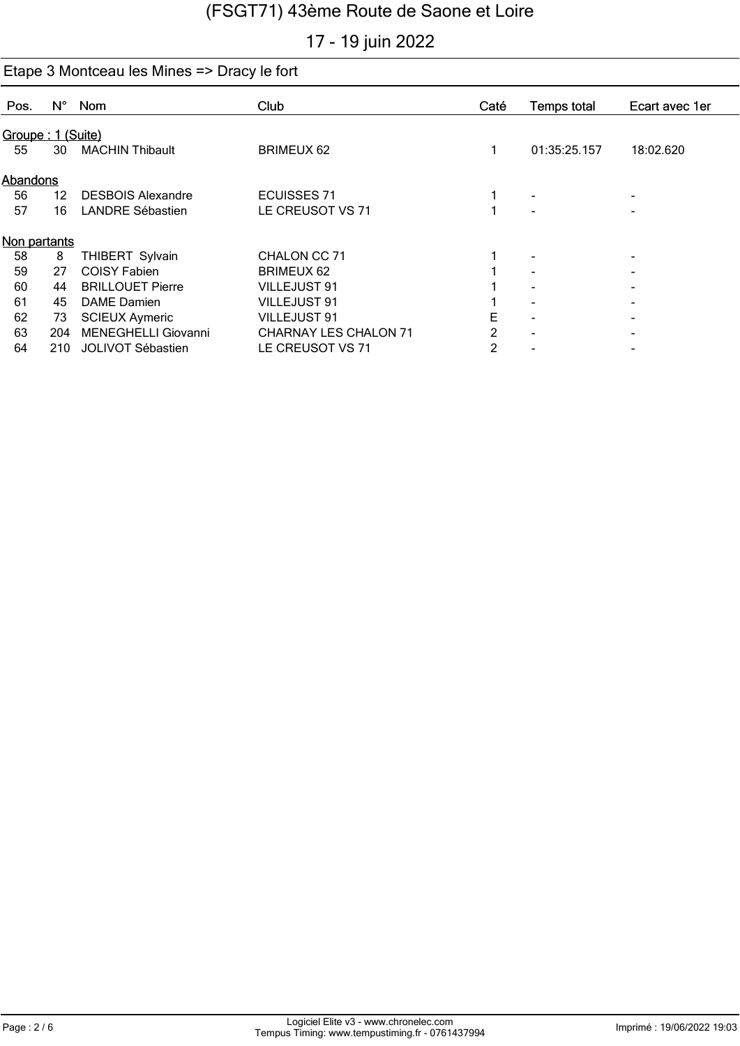# (FSGT71) 43ème Route de Saone et Loire

## 17 - 19 juin 2022

### Etape 3 Montceau les Mines => Dracy le fort

| Pos. | N° | Nom | Club | Caté | Temps total | Ecart avec 1er |
|---|---|---|---|---|---|---|
| **Groupe : 1 (Suite)** | | | | | | |
| 55 | 30 | MACHIN Thibault | BRIMEUX 62 | 1 | 01:35:25.157 | 18:02.620 |
| **Abandons** | | | | | | |
| 56 | 12 | DESBOIS Alexandre | ECUISSES 71 | 1 | - | - |
| 57 | 16 | LANDRE Sébastien | LE CREUSOT VS 71 | 1 | - | - |
| **Non partants** | | | | | | |
| 58 | 8 | THIBERT Sylvain | CHALON CC 71 | 1 | - | - |
| 59 | 27 | COISY Fabien | BRIMEUX 62 | 1 | - | - |
| 60 | 44 | BRILLOUET Pierre | VILLEJUST 91 | 1 | - | - |
| 61 | 45 | DAME Damien | VILLEJUST 91 | 1 | - | - |
| 62 | 73 | SCIEUX Aymeric | VILLEJUST 91 | E | - | - |
| 63 | 204 | MENEGHELLI Giovanni | CHARNAY LES CHALON 71 | 2 | - | - |
| 64 | 210 | JOLIVOT Sébastien | LE CREUSOT VS 71 | 2 | - | - |

Logiciel Elite v3 - www.chronelec.com
Tempus Timing: www.tempustiming.fr - 0761437994

Imprimé : 19/06/2022 19:03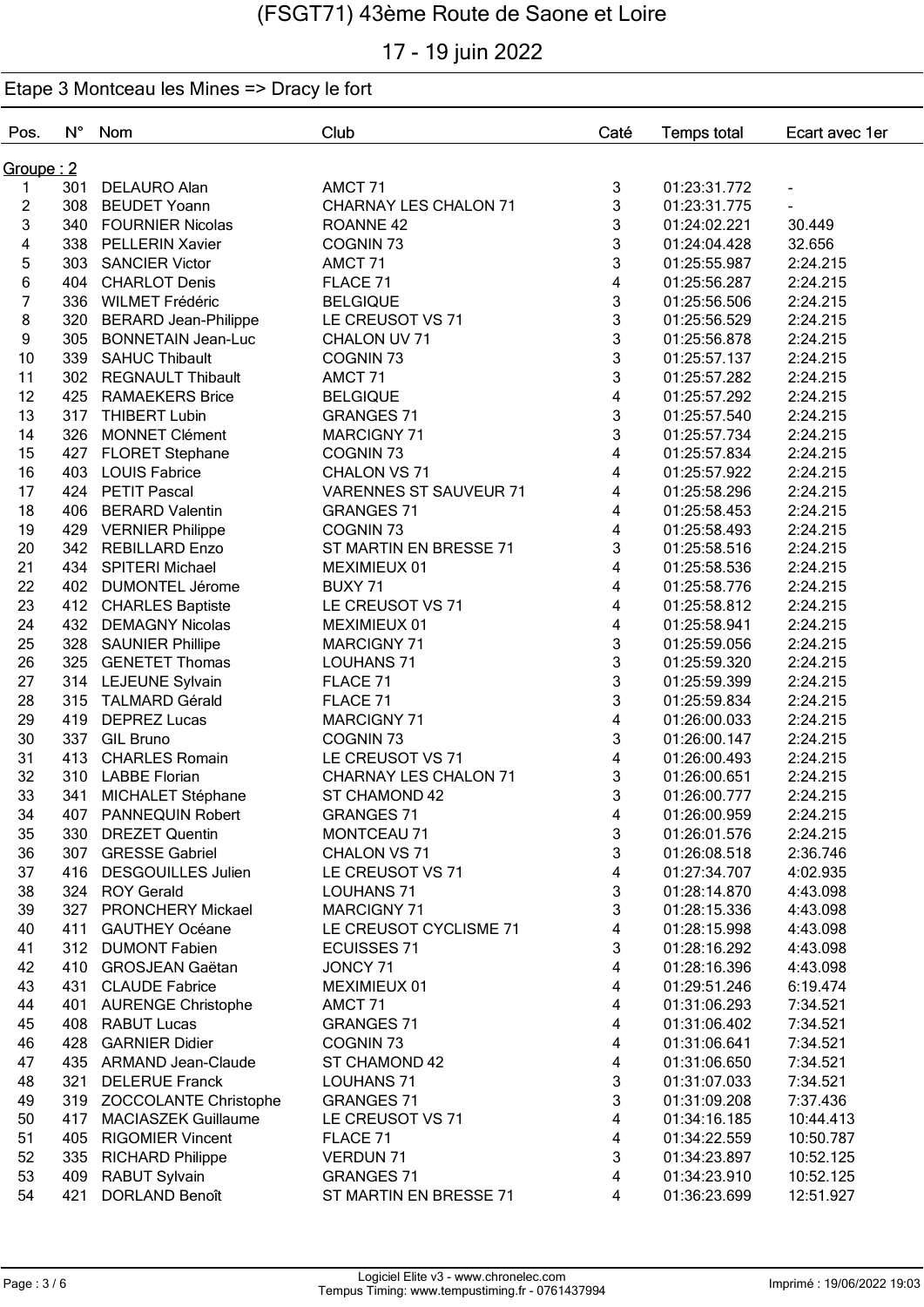# (FSGT71) 43ème Route de Saone et Loire

17 - 19 juin 2022

## Etape 3 Montceau les Mines => Dracy le fort

| Pos. | N° | Nom | Club | Caté | Temps total | Ecart avec 1er |
|---|---|---|---|---|---|---|
| Groupe : 2 | | | | | | |
| 1 | 301 | DELAURO Alan | AMCT 71 | 3 | 01:23:31.772 | - |
| 2 | 308 | BEUDET Yoann | CHARNAY LES CHALON 71 | 3 | 01:23:31.775 | - |
| 3 | 340 | FOURNIER Nicolas | ROANNE 42 | 3 | 01:24:02.221 | 30.449 |
| 4 | 338 | PELLERIN Xavier | COGNIN 73 | 3 | 01:24:04.428 | 32.656 |
| 5 | 303 | SANCIER Victor | AMCT 71 | 3 | 01:25:55.987 | 2:24.215 |
| 6 | 404 | CHARLOT Denis | FLACE 71 | 4 | 01:25:56.287 | 2:24.215 |
| 7 | 336 | WILMET Frédéric | BELGIQUE | 3 | 01:25:56.506 | 2:24.215 |
| 8 | 320 | BERARD Jean-Philippe | LE CREUSOT VS 71 | 3 | 01:25:56.529 | 2:24.215 |
| 9 | 305 | BONNETAIN Jean-Luc | CHALON UV 71 | 3 | 01:25:56.878 | 2:24.215 |
| 10 | 339 | SAHUC Thibault | COGNIN 73 | 3 | 01:25:57.137 | 2:24.215 |
| 11 | 302 | REGNAULT Thibault | AMCT 71 | 3 | 01:25:57.282 | 2:24.215 |
| 12 | 425 | RAMAEKERS Brice | BELGIQUE | 4 | 01:25:57.292 | 2:24.215 |
| 13 | 317 | THIBERT Lubin | GRANGES 71 | 3 | 01:25:57.540 | 2:24.215 |
| 14 | 326 | MONNET Clément | MARCIGNY 71 | 3 | 01:25:57.734 | 2:24.215 |
| 15 | 427 | FLORET Stephane | COGNIN 73 | 4 | 01:25:57.834 | 2:24.215 |
| 16 | 403 | LOUIS Fabrice | CHALON VS 71 | 4 | 01:25:57.922 | 2:24.215 |
| 17 | 424 | PETIT Pascal | VARENNES ST SAUVEUR 71 | 4 | 01:25:58.296 | 2:24.215 |
| 18 | 406 | BERARD Valentin | GRANGES 71 | 4 | 01:25:58.453 | 2:24.215 |
| 19 | 429 | VERNIER Philippe | COGNIN 73 | 4 | 01:25:58.493 | 2:24.215 |
| 20 | 342 | REBILLARD Enzo | ST MARTIN EN BRESSE 71 | 3 | 01:25:58.516 | 2:24.215 |
| 21 | 434 | SPITERI Michael | MEXIMIEUX 01 | 4 | 01:25:58.536 | 2:24.215 |
| 22 | 402 | DUMONTEL Jérome | BUXY 71 | 4 | 01:25:58.776 | 2:24.215 |
| 23 | 412 | CHARLES Baptiste | LE CREUSOT VS 71 | 4 | 01:25:58.812 | 2:24.215 |
| 24 | 432 | DEMAGNY Nicolas | MEXIMIEUX 01 | 4 | 01:25:58.941 | 2:24.215 |
| 25 | 328 | SAUNIER Phillipe | MARCIGNY 71 | 3 | 01:25:59.056 | 2:24.215 |
| 26 | 325 | GENETET Thomas | LOUHANS 71 | 3 | 01:25:59.320 | 2:24.215 |
| 27 | 314 | LEJEUNE Sylvain | FLACE 71 | 3 | 01:25:59.399 | 2:24.215 |
| 28 | 315 | TALMARD Gérald | FLACE 71 | 3 | 01:25:59.834 | 2:24.215 |
| 29 | 419 | DEPREZ Lucas | MARCIGNY 71 | 4 | 01:26:00.033 | 2:24.215 |
| 30 | 337 | GIL Bruno | COGNIN 73 | 3 | 01:26:00.147 | 2:24.215 |
| 31 | 413 | CHARLES Romain | LE CREUSOT VS 71 | 4 | 01:26:00.493 | 2:24.215 |
| 32 | 310 | LABBE Florian | CHARNAY LES CHALON 71 | 3 | 01:26:00.651 | 2:24.215 |
| 33 | 341 | MICHALET Stéphane | ST CHAMOND 42 | 3 | 01:26:00.777 | 2:24.215 |
| 34 | 407 | PANNEQUIN Robert | GRANGES 71 | 4 | 01:26:00.959 | 2:24.215 |
| 35 | 330 | DREZET Quentin | MONTCEAU 71 | 3 | 01:26:01.576 | 2:24.215 |
| 36 | 307 | GRESSE Gabriel | CHALON VS 71 | 3 | 01:26:08.518 | 2:36.746 |
| 37 | 416 | DESGOUILLES Julien | LE CREUSOT VS 71 | 4 | 01:27:34.707 | 4:02.935 |
| 38 | 324 | ROY Gerald | LOUHANS 71 | 3 | 01:28:14.870 | 4:43.098 |
| 39 | 327 | PRONCHERY Mickael | MARCIGNY 71 | 3 | 01:28:15.336 | 4:43.098 |
| 40 | 411 | GAUTHEY Océane | LE CREUSOT CYCLISME 71 | 4 | 01:28:15.998 | 4:43.098 |
| 41 | 312 | DUMONT Fabien | ECUISSES 71 | 3 | 01:28:16.292 | 4:43.098 |
| 42 | 410 | GROSJEAN Gaëtan | JONCY 71 | 4 | 01:28:16.396 | 4:43.098 |
| 43 | 431 | CLAUDE Fabrice | MEXIMIEUX 01 | 4 | 01:29:51.246 | 6:19.474 |
| 44 | 401 | AURENGE Christophe | AMCT 71 | 4 | 01:31:06.293 | 7:34.521 |
| 45 | 408 | RABUT Lucas | GRANGES 71 | 4 | 01:31:06.402 | 7:34.521 |
| 46 | 428 | GARNIER Didier | COGNIN 73 | 4 | 01:31:06.641 | 7:34.521 |
| 47 | 435 | ARMAND Jean-Claude | ST CHAMOND 42 | 4 | 01:31:06.650 | 7:34.521 |
| 48 | 321 | DELERUE Franck | LOUHANS 71 | 3 | 01:31:07.033 | 7:34.521 |
| 49 | 319 | ZOCCOLANTE Christophe | GRANGES 71 | 3 | 01:31:09.208 | 7:37.436 |
| 50 | 417 | MACIASZEK Guillaume | LE CREUSOT VS 71 | 4 | 01:34:16.185 | 10:44.413 |
| 51 | 405 | RIGOMIER Vincent | FLACE 71 | 4 | 01:34:22.559 | 10:50.787 |
| 52 | 335 | RICHARD Philippe | VERDUN 71 | 3 | 01:34:23.897 | 10:52.125 |
| 53 | 409 | RABUT Sylvain | GRANGES 71 | 4 | 01:34:23.910 | 10:52.125 |
| 54 | 421 | DORLAND Benoît | ST MARTIN EN BRESSE 71 | 4 | 01:36:23.699 | 12:51.927 |

Logiciel Elite v3 - www.chronelec.com
Tempus Timing: www.tempustiming.fr - 0761437994

Imprimé : 19/06/2022 19:03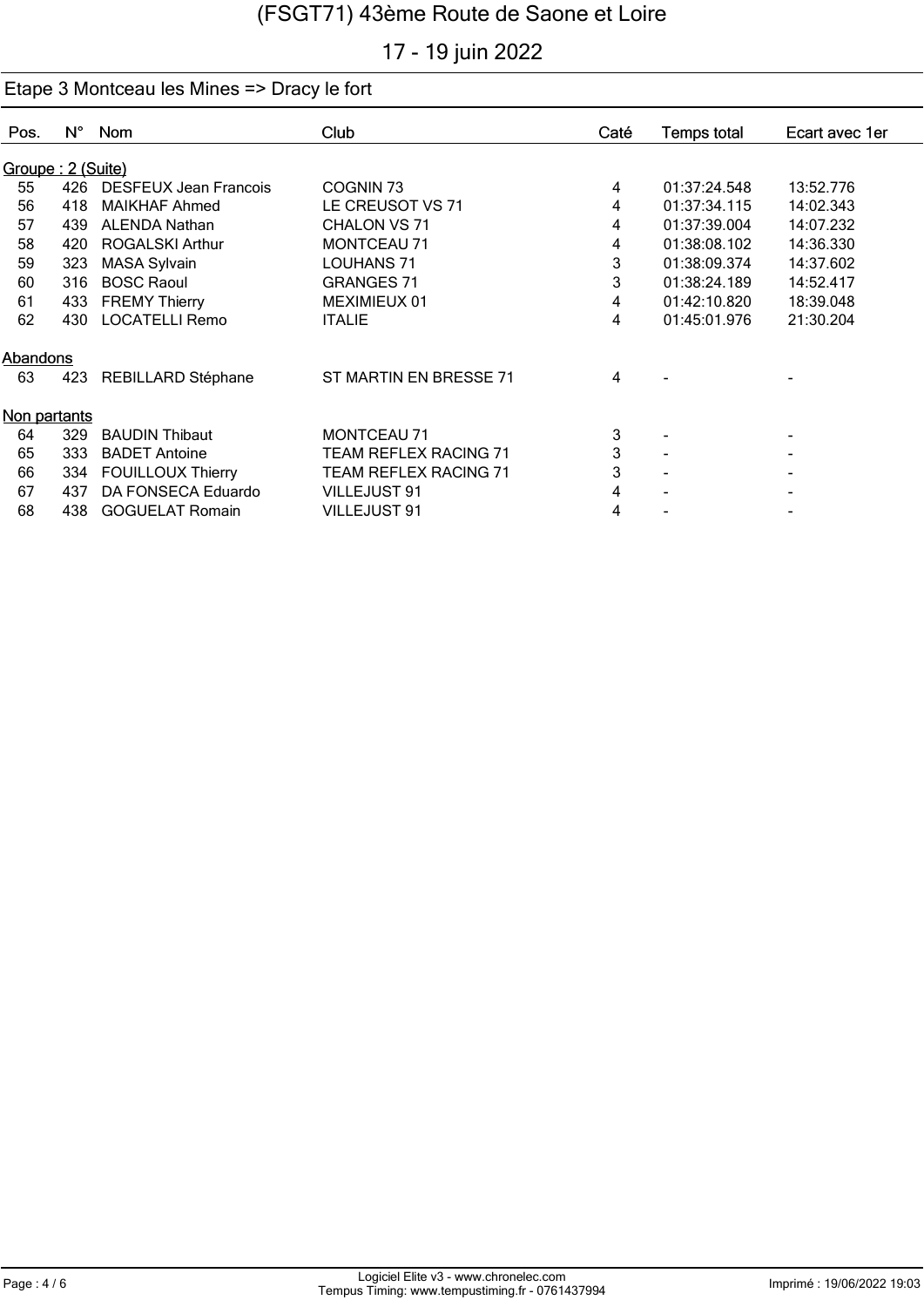# (FSGT71) 43ème Route de Saone et Loire

17 - 19 juin 2022

## Etape 3 Montceau les Mines => Dracy le fort

| Pos. | N° | Nom | Club | Caté | Temps total | Ecart avec 1er |
|---|---|---|---|---|---|---|
| **Groupe : 2 (Suite)** | | | | | | |
| 55 | 426 | DESFEUX Jean Francois | COGNIN 73 | 4 | 01:37:24.548 | 13:52.776 |
| 56 | 418 | MAIKHAF Ahmed | LE CREUSOT VS 71 | 4 | 01:37:34.115 | 14:02.343 |
| 57 | 439 | ALENDA Nathan | CHALON VS 71 | 4 | 01:37:39.004 | 14:07.232 |
| 58 | 420 | ROGALSKI Arthur | MONTCEAU 71 | 4 | 01:38:08.102 | 14:36.330 |
| 59 | 323 | MASA Sylvain | LOUHANS 71 | 3 | 01:38:09.374 | 14:37.602 |
| 60 | 316 | BOSC Raoul | GRANGES 71 | 3 | 01:38:24.189 | 14:52.417 |
| 61 | 433 | FREMY Thierry | MEXIMIEUX 01 | 4 | 01:42:10.820 | 18:39.048 |
| 62 | 430 | LOCATELLI Remo | ITALIE | 4 | 01:45:01.976 | 21:30.204 |
| **Abandons** | | | | | | |
| 63 | 423 | REBILLARD Stéphane | ST MARTIN EN BRESSE 71 | 4 | - | - |
| **Non partants** | | | | | | |
| 64 | 329 | BAUDIN Thibaut | MONTCEAU 71 | 3 | - | - |
| 65 | 333 | BADET Antoine | TEAM REFLEX RACING 71 | 3 | - | - |
| 66 | 334 | FOUILLOUX Thierry | TEAM REFLEX RACING 71 | 3 | - | - |
| 67 | 437 | DA FONSECA Eduardo | VILLEJUST 91 | 4 | - | - |
| 68 | 438 | GOGUELAT Romain | VILLEJUST 91 | 4 | - | - |

Logiciel Elite v3 - www.chronelec.com
Tempus Timing: www.tempustiming.fr - 0761437994

Imprimé : 19/06/2022 19:03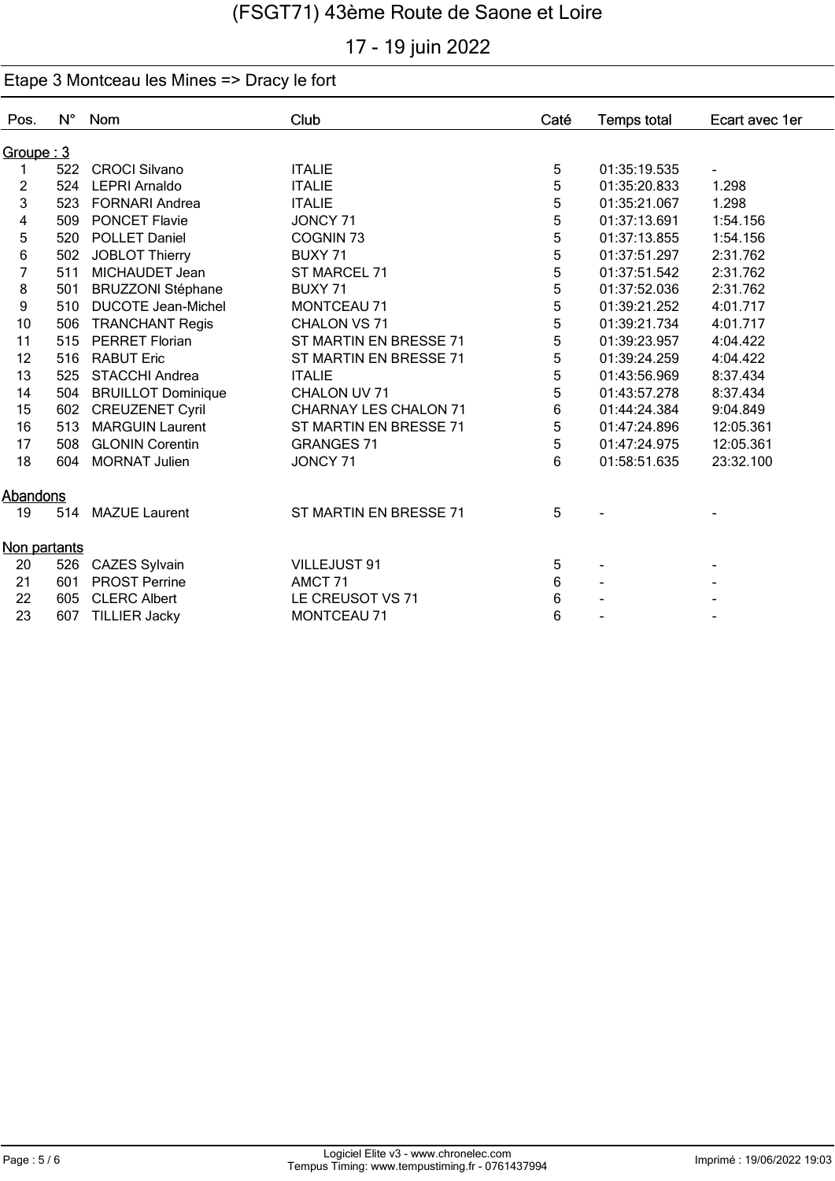# (FSGT71) 43ème Route de Saone et Loire

17 - 19 juin 2022

## Etape 3 Montceau les Mines => Dracy le fort

| Pos. | N° | Nom | Club | Caté | Temps total | Ecart avec 1er |
|---|---|---|---|---|---|---|
| **Groupe : 3** | | | | | | |
| 1 | 522 | CROCI Silvano | ITALIE | 5 | 01:35:19.535 | - |
| 2 | 524 | LEPRI Arnaldo | ITALIE | 5 | 01:35:20.833 | 1.298 |
| 3 | 523 | FORNARI Andrea | ITALIE | 5 | 01:35:21.067 | 1.298 |
| 4 | 509 | PONCET Flavie | JONCY 71 | 5 | 01:37:13.691 | 1:54.156 |
| 5 | 520 | POLLET Daniel | COGNIN 73 | 5 | 01:37:13.855 | 1:54.156 |
| 6 | 502 | JOBLOT Thierry | BUXY 71 | 5 | 01:37:51.297 | 2:31.762 |
| 7 | 511 | MICHAUDET Jean | ST MARCEL 71 | 5 | 01:37:51.542 | 2:31.762 |
| 8 | 501 | BRUZZONI Stéphane | BUXY 71 | 5 | 01:37:52.036 | 2:31.762 |
| 9 | 510 | DUCOTE Jean-Michel | MONTCEAU 71 | 5 | 01:39:21.252 | 4:01.717 |
| 10 | 506 | TRANCHANT Regis | CHALON VS 71 | 5 | 01:39:21.734 | 4:01.717 |
| 11 | 515 | PERRET Florian | ST MARTIN EN BRESSE 71 | 5 | 01:39:23.957 | 4:04.422 |
| 12 | 516 | RABUT Eric | ST MARTIN EN BRESSE 71 | 5 | 01:39:24.259 | 4:04.422 |
| 13 | 525 | STACCHI Andrea | ITALIE | 5 | 01:43:56.969 | 8:37.434 |
| 14 | 504 | BRUILLOT Dominique | CHALON UV 71 | 5 | 01:43:57.278 | 8:37.434 |
| 15 | 602 | CREUZENET Cyril | CHARNAY LES CHALON 71 | 6 | 01:44:24.384 | 9:04.849 |
| 16 | 513 | MARGUIN Laurent | ST MARTIN EN BRESSE 71 | 5 | 01:47:24.896 | 12:05.361 |
| 17 | 508 | GLONIN Corentin | GRANGES 71 | 5 | 01:47:24.975 | 12:05.361 |
| 18 | 604 | MORNAT Julien | JONCY 71 | 6 | 01:58:51.635 | 23:32.100 |
| **Abandons** | | | | | | |
| 19 | 514 | MAZUE Laurent | ST MARTIN EN BRESSE 71 | 5 | - | - |
| **Non partants** | | | | | | |
| 20 | 526 | CAZES Sylvain | VILLEJUST 91 | 5 | - | - |
| 21 | 601 | PROST Perrine | AMCT 71 | 6 | - | - |
| 22 | 605 | CLERC Albert | LE CREUSOT VS 71 | 6 | - | - |
| 23 | 607 | TILLIER Jacky | MONTCEAU 71 | 6 | - | - |

Logiciel Elite v3 - www.chronelec.com
Tempus Timing: www.tempustiming.fr - 0761437994

Imprimé : 19/06/2022 19:03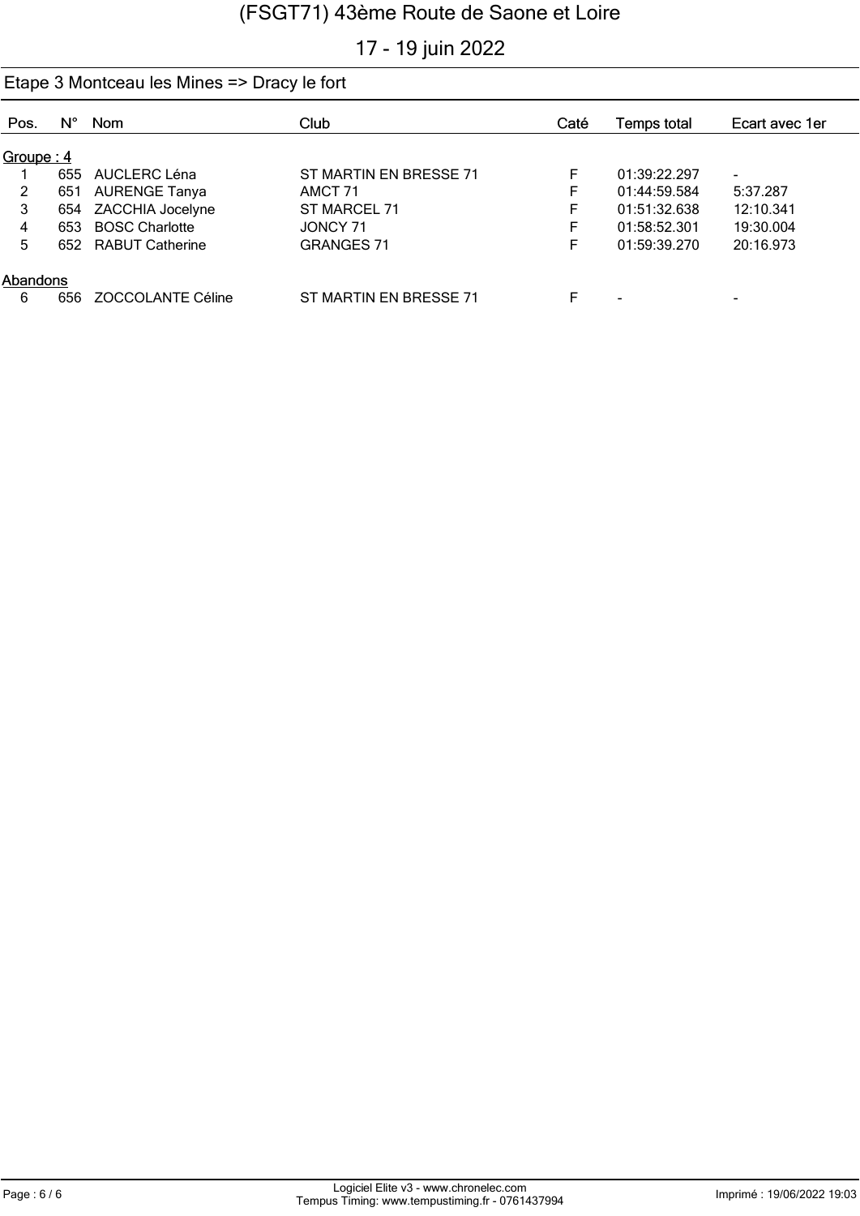# (FSGT71) 43ème Route de Saone et Loire

17 - 19 juin 2022

## Etape 3 Montceau les Mines => Dracy le fort

| Pos. | N° | Nom | Club | Caté | Temps total | Ecart avec 1er |
|---|---|---|---|---|---|---|
| **Groupe : 4** | | | | | | |
| 1 | 655 | AUCLERC Léna | ST MARTIN EN BRESSE 71 | F | 01:39:22.297 | - |
| 2 | 651 | AURENGE Tanya | AMCT 71 | F | 01:44:59.584 | 5:37.287 |
| 3 | 654 | ZACCHIA Jocelyne | ST MARCEL 71 | F | 01:51:32.638 | 12:10.341 |
| 4 | 653 | BOSC Charlotte | JONCY 71 | F | 01:58:52.301 | 19:30.004 |
| 5 | 652 | RABUT Catherine | GRANGES 71 | F | 01:59:39.270 | 20:16.973 |
| **Abandons** | | | | | | |
| 6 | 656 | ZOCCOLANTE Céline | ST MARTIN EN BRESSE 71 | F | - | - |

Logiciel Elite v3 - www.chronelec.com
Tempus Timing: www.tempustiming.fr - 0761437994

Imprimé : 19/06/2022 19:03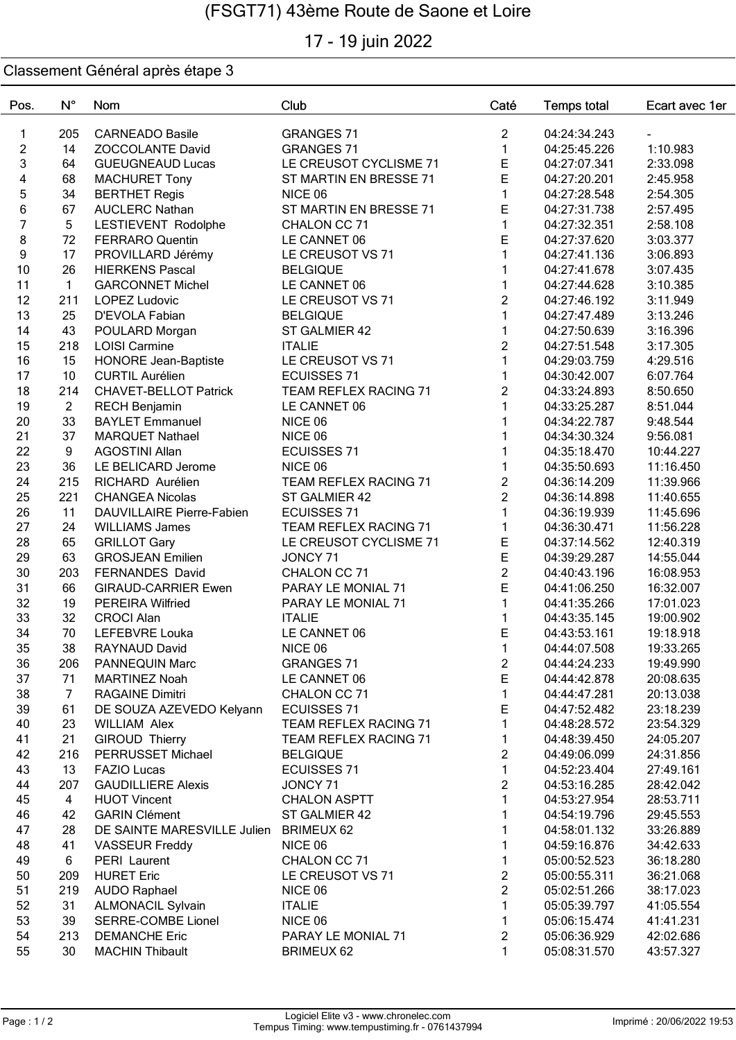# (FSGT71) 43ème Route de Saone et Loire

## 17 - 19 juin 2022

### Classement Général après étape 3

| Pos. | N° | Nom | Club | Caté | Temps total | Ecart avec 1er |
|---|---|---|---|---|---|---|
| 1 | 205 | CARNEADO Basile | GRANGES 71 | 2 | 04:24:34.243 | - |
| 2 | 14 | ZOCCOLANTE David | GRANGES 71 | 1 | 04:25:45.226 | 1:10.983 |
| 3 | 64 | GUEUGNEAUD Lucas | LE CREUSOT CYCLISME 71 | E | 04:27:07.341 | 2:33.098 |
| 4 | 68 | MACHURET Tony | ST MARTIN EN BRESSE 71 | E | 04:27:20.201 | 2:45.958 |
| 5 | 34 | BERTHET Regis | NICE 06 | 1 | 04:27:28.548 | 2:54.305 |
| 6 | 67 | AUCLERC Nathan | ST MARTIN EN BRESSE 71 | E | 04:27:31.738 | 2:57.495 |
| 7 | 5 | LESTIEVENT Rodolphe | CHALON CC 71 | 1 | 04:27:32.351 | 2:58.108 |
| 8 | 72 | FERRARO Quentin | LE CANNET 06 | E | 04:27:37.620 | 3:03.377 |
| 9 | 17 | PROVILLARD Jérémy | LE CREUSOT VS 71 | 1 | 04:27:41.136 | 3:06.893 |
| 10 | 26 | HIERKENS Pascal | BELGIQUE | 1 | 04:27:41.678 | 3:07.435 |
| 11 | 1 | GARCONNET Michel | LE CANNET 06 | 1 | 04:27:44.628 | 3:10.385 |
| 12 | 211 | LOPEZ Ludovic | LE CREUSOT VS 71 | 2 | 04:27:46.192 | 3:11.949 |
| 13 | 25 | D'EVOLA Fabian | BELGIQUE | 1 | 04:27:47.489 | 3:13.246 |
| 14 | 43 | POULARD Morgan | ST GALMIER 42 | 1 | 04:27:50.639 | 3:16.396 |
| 15 | 218 | LOISI Carmine | ITALIE | 2 | 04:27:51.548 | 3:17.305 |
| 16 | 15 | HONORE Jean-Baptiste | LE CREUSOT VS 71 | 1 | 04:29:03.759 | 4:29.516 |
| 17 | 10 | CURTIL Aurélien | ECUISSES 71 | 1 | 04:30:42.007 | 6:07.764 |
| 18 | 214 | CHAVET-BELLOT Patrick | TEAM REFLEX RACING 71 | 2 | 04:33:24.893 | 8:50.650 |
| 19 | 2 | RECH Benjamin | LE CANNET 06 | 1 | 04:33:25.287 | 8:51.044 |
| 20 | 33 | BAYLET Emmanuel | NICE 06 | 1 | 04:34:22.787 | 9:48.544 |
| 21 | 37 | MARQUET Nathael | NICE 06 | 1 | 04:34:30.324 | 9:56.081 |
| 22 | 9 | AGOSTINI Allan | ECUISSES 71 | 1 | 04:35:18.470 | 10:44.227 |
| 23 | 36 | LE BELICARD Jerome | NICE 06 | 1 | 04:35:50.693 | 11:16.450 |
| 24 | 215 | RICHARD Aurélien | TEAM REFLEX RACING 71 | 2 | 04:36:14.209 | 11:39.966 |
| 25 | 221 | CHANGEA Nicolas | ST GALMIER 42 | 2 | 04:36:14.898 | 11:40.655 |
| 26 | 11 | DAUVILLAIRE Pierre-Fabien | ECUISSES 71 | 1 | 04:36:19.939 | 11:45.696 |
| 27 | 24 | WILLIAMS James | TEAM REFLEX RACING 71 | 1 | 04:36:30.471 | 11:56.228 |
| 28 | 65 | GRILLOT Gary | LE CREUSOT CYCLISME 71 | E | 04:37:14.562 | 12:40.319 |
| 29 | 63 | GROSJEAN Emilien | JONCY 71 | E | 04:39:29.287 | 14:55.044 |
| 30 | 203 | FERNANDES David | CHALON CC 71 | 2 | 04:40:43.196 | 16:08.953 |
| 31 | 66 | GIRAUD-CARRIER Ewen | PARAY LE MONIAL 71 | E | 04:41:06.250 | 16:32.007 |
| 32 | 19 | PEREIRA Wilfried | PARAY LE MONIAL 71 | 1 | 04:41:35.266 | 17:01.023 |
| 33 | 32 | CROCI Alan | ITALIE | 1 | 04:43:35.145 | 19:00.902 |
| 34 | 70 | LEFEBVRE Louka | LE CANNET 06 | E | 04:43:53.161 | 19:18.918 |
| 35 | 38 | RAYNAUD David | NICE 06 | 1 | 04:44:07.508 | 19:33.265 |
| 36 | 206 | PANNEQUIN Marc | GRANGES 71 | 2 | 04:44:24.233 | 19:49.990 |
| 37 | 71 | MARTINEZ Noah | LE CANNET 06 | E | 04:44:42.878 | 20:08.635 |
| 38 | 7 | RAGAINE Dimitri | CHALON CC 71 | 1 | 04:44:47.281 | 20:13.038 |
| 39 | 61 | DE SOUZA AZEVEDO Kelyann | ECUISSES 71 | E | 04:47:52.482 | 23:18.239 |
| 40 | 23 | WILLIAM Alex | TEAM REFLEX RACING 71 | 1 | 04:48:28.572 | 23:54.329 |
| 41 | 21 | GIROUD Thierry | TEAM REFLEX RACING 71 | 1 | 04:48:39.450 | 24:05.207 |
| 42 | 216 | PERRUSSET Michael | BELGIQUE | 2 | 04:49:06.099 | 24:31.856 |
| 43 | 13 | FAZIO Lucas | ECUISSES 71 | 1 | 04:52:23.404 | 27:49.161 |
| 44 | 207 | GAUDILLIERE Alexis | JONCY 71 | 2 | 04:53:16.285 | 28:42.042 |
| 45 | 4 | HUOT Vincent | CHALON ASPTT | 1 | 04:53:27.954 | 28:53.711 |
| 46 | 42 | GARIN Clément | ST GALMIER 42 | 1 | 04:54:19.796 | 29:45.553 |
| 47 | 28 | DE SAINTE MARESVILLE Julien | BRIMEUX 62 | 1 | 04:58:01.132 | 33:26.889 |
| 48 | 41 | VASSEUR Freddy | NICE 06 | 1 | 04:59:16.876 | 34:42.633 |
| 49 | 6 | PERI Laurent | CHALON CC 71 | 1 | 05:00:52.523 | 36:18.280 |
| 50 | 209 | HURET Eric | LE CREUSOT VS 71 | 2 | 05:00:55.311 | 36:21.068 |
| 51 | 219 | AUDO Raphael | NICE 06 | 2 | 05:02:51.266 | 38:17.023 |
| 52 | 31 | ALMONACIL Sylvain | ITALIE | 1 | 05:05:39.797 | 41:05.554 |
| 53 | 39 | SERRE-COMBE Lionel | NICE 06 | 1 | 05:06:15.474 | 41:41.231 |
| 54 | 213 | DEMANCHE Eric | PARAY LE MONIAL 71 | 2 | 05:06:36.929 | 42:02.686 |
| 55 | 30 | MACHIN Thibault | BRIMEUX 62 | 1 | 05:08:31.570 | 43:57.327 |

Logiciel Elite v3 - www.chronelec.com
Tempus Timing: www.tempustiming.fr - 0761437994

Imprimé : 20/06/2022 19:53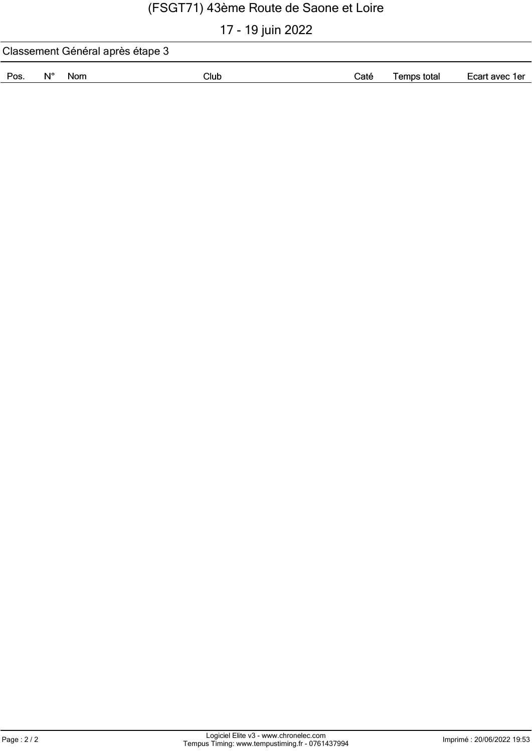# (FSGT71) 43ème Route de Saone et Loire

17 - 19 juin 2022

## Classement Général après étape 3

| Pos. | N° | Nom | Club | Caté | Temps total | Ecart avec 1er |
|---|---|---|---|---|---|---|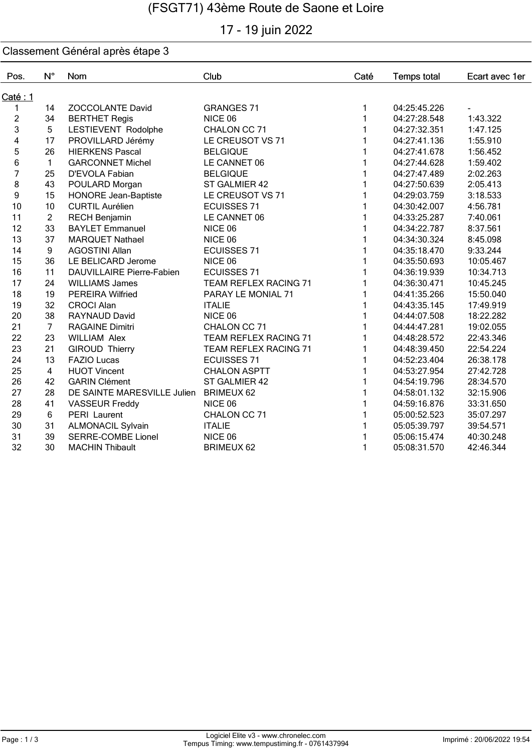# (FSGT71) 43ème Route de Saone et Loire

17 - 19 juin 2022

## Classement Général après étape 3

| Pos. | N° | Nom | Club | Caté | Temps total | Ecart avec 1er |
|---|---|---|---|---|---|---|
| **Caté : 1** | | | | | | |
| 1 | 14 | ZOCCOLANTE David | GRANGES 71 | 1 | 04:25:45.226 | - |
| 2 | 34 | BERTHET Regis | NICE 06 | 1 | 04:27:28.548 | 1:43.322 |
| 3 | 5 | LESTIEVENT Rodolphe | CHALON CC 71 | 1 | 04:27:32.351 | 1:47.125 |
| 4 | 17 | PROVILLARD Jérémy | LE CREUSOT VS 71 | 1 | 04:27:41.136 | 1:55.910 |
| 5 | 26 | HIERKENS Pascal | BELGIQUE | 1 | 04:27:41.678 | 1:56.452 |
| 6 | 1 | GARCONNET Michel | LE CANNET 06 | 1 | 04:27:44.628 | 1:59.402 |
| 7 | 25 | D'EVOLA Fabian | BELGIQUE | 1 | 04:27:47.489 | 2:02.263 |
| 8 | 43 | POULARD Morgan | ST GALMIER 42 | 1 | 04:27:50.639 | 2:05.413 |
| 9 | 15 | HONORE Jean-Baptiste | LE CREUSOT VS 71 | 1 | 04:29:03.759 | 3:18.533 |
| 10 | 10 | CURTIL Aurélien | ECUISSES 71 | 1 | 04:30:42.007 | 4:56.781 |
| 11 | 2 | RECH Benjamin | LE CANNET 06 | 1 | 04:33:25.287 | 7:40.061 |
| 12 | 33 | BAYLET Emmanuel | NICE 06 | 1 | 04:34:22.787 | 8:37.561 |
| 13 | 37 | MARQUET Nathael | NICE 06 | 1 | 04:34:30.324 | 8:45.098 |
| 14 | 9 | AGOSTINI Allan | ECUISSES 71 | 1 | 04:35:18.470 | 9:33.244 |
| 15 | 36 | LE BELICARD Jerome | NICE 06 | 1 | 04:35:50.693 | 10:05.467 |
| 16 | 11 | DAUVILLAIRE Pierre-Fabien | ECUISSES 71 | 1 | 04:36:19.939 | 10:34.713 |
| 17 | 24 | WILLIAMS James | TEAM REFLEX RACING 71 | 1 | 04:36:30.471 | 10:45.245 |
| 18 | 19 | PEREIRA Wilfried | PARAY LE MONIAL 71 | 1 | 04:41:35.266 | 15:50.040 |
| 19 | 32 | CROCI Alan | ITALIE | 1 | 04:43:35.145 | 17:49.919 |
| 20 | 38 | RAYNAUD David | NICE 06 | 1 | 04:44:07.508 | 18:22.282 |
| 21 | 7 | RAGAINE Dimitri | CHALON CC 71 | 1 | 04:44:47.281 | 19:02.055 |
| 22 | 23 | WILLIAM Alex | TEAM REFLEX RACING 71 | 1 | 04:48:28.572 | 22:43.346 |
| 23 | 21 | GIROUD Thierry | TEAM REFLEX RACING 71 | 1 | 04:48:39.450 | 22:54.224 |
| 24 | 13 | FAZIO Lucas | ECUISSES 71 | 1 | 04:52:23.404 | 26:38.178 |
| 25 | 4 | HUOT Vincent | CHALON ASPTT | 1 | 04:53:27.954 | 27:42.728 |
| 26 | 42 | GARIN Clément | ST GALMIER 42 | 1 | 04:54:19.796 | 28:34.570 |
| 27 | 28 | DE SAINTE MARESVILLE Julien | BRIMEUX 62 | 1 | 04:58:01.132 | 32:15.906 |
| 28 | 41 | VASSEUR Freddy | NICE 06 | 1 | 04:59:16.876 | 33:31.650 |
| 29 | 6 | PERI Laurent | CHALON CC 71 | 1 | 05:00:52.523 | 35:07.297 |
| 30 | 31 | ALMONACIL Sylvain | ITALIE | 1 | 05:05:39.797 | 39:54.571 |
| 31 | 39 | SERRE-COMBE Lionel | NICE 06 | 1 | 05:06:15.474 | 40:30.248 |
| 32 | 30 | MACHIN Thibault | BRIMEUX 62 | 1 | 05:08:31.570 | 42:46.344 |

Logiciel Elite v3 - www.chronelec.com
Tempus Timing: www.tempustiming.fr - 0761437994

Imprimé : 20/06/2022 19:54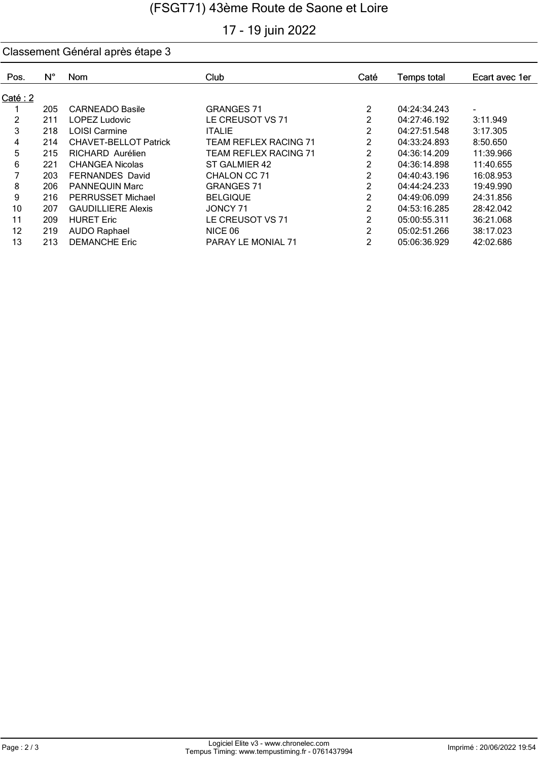# (FSGT71) 43ème Route de Saone et Loire

17 - 19 juin 2022

## Classement Général après étape 3

| Pos. | N° | Nom | Club | Caté | Temps total | Ecart avec 1er |
|---|---|---|---|---|---|---|
| **Caté : 2** | | | | | | |
| 1 | 205 | CARNEADO Basile | GRANGES 71 | 2 | 04:24:34.243 | - |
| 2 | 211 | LOPEZ Ludovic | LE CREUSOT VS 71 | 2 | 04:27:46.192 | 3:11.949 |
| 3 | 218 | LOISI Carmine | ITALIE | 2 | 04:27:51.548 | 3:17.305 |
| 4 | 214 | CHAVET-BELLOT Patrick | TEAM REFLEX RACING 71 | 2 | 04:33:24.893 | 8:50.650 |
| 5 | 215 | RICHARD Aurélien | TEAM REFLEX RACING 71 | 2 | 04:36:14.209 | 11:39.966 |
| 6 | 221 | CHANGEA Nicolas | ST GALMIER 42 | 2 | 04:36:14.898 | 11:40.655 |
| 7 | 203 | FERNANDES David | CHALON CC 71 | 2 | 04:40:43.196 | 16:08.953 |
| 8 | 206 | PANNEQUIN Marc | GRANGES 71 | 2 | 04:44:24.233 | 19:49.990 |
| 9 | 216 | PERRUSSET Michael | BELGIQUE | 2 | 04:49:06.099 | 24:31.856 |
| 10 | 207 | GAUDILLIERE Alexis | JONCY 71 | 2 | 04:53:16.285 | 28:42.042 |
| 11 | 209 | HURET Eric | LE CREUSOT VS 71 | 2 | 05:00:55.311 | 36:21.068 |
| 12 | 219 | AUDO Raphael | NICE 06 | 2 | 05:02:51.266 | 38:17.023 |
| 13 | 213 | DEMANCHE Eric | PARAY LE MONIAL 71 | 2 | 05:06:36.929 | 42:02.686 |

Logiciel Elite v3 - www.chronelec.com
Tempus Timing: www.tempustiming.fr - 0761437994

Imprimé : 20/06/2022 19:54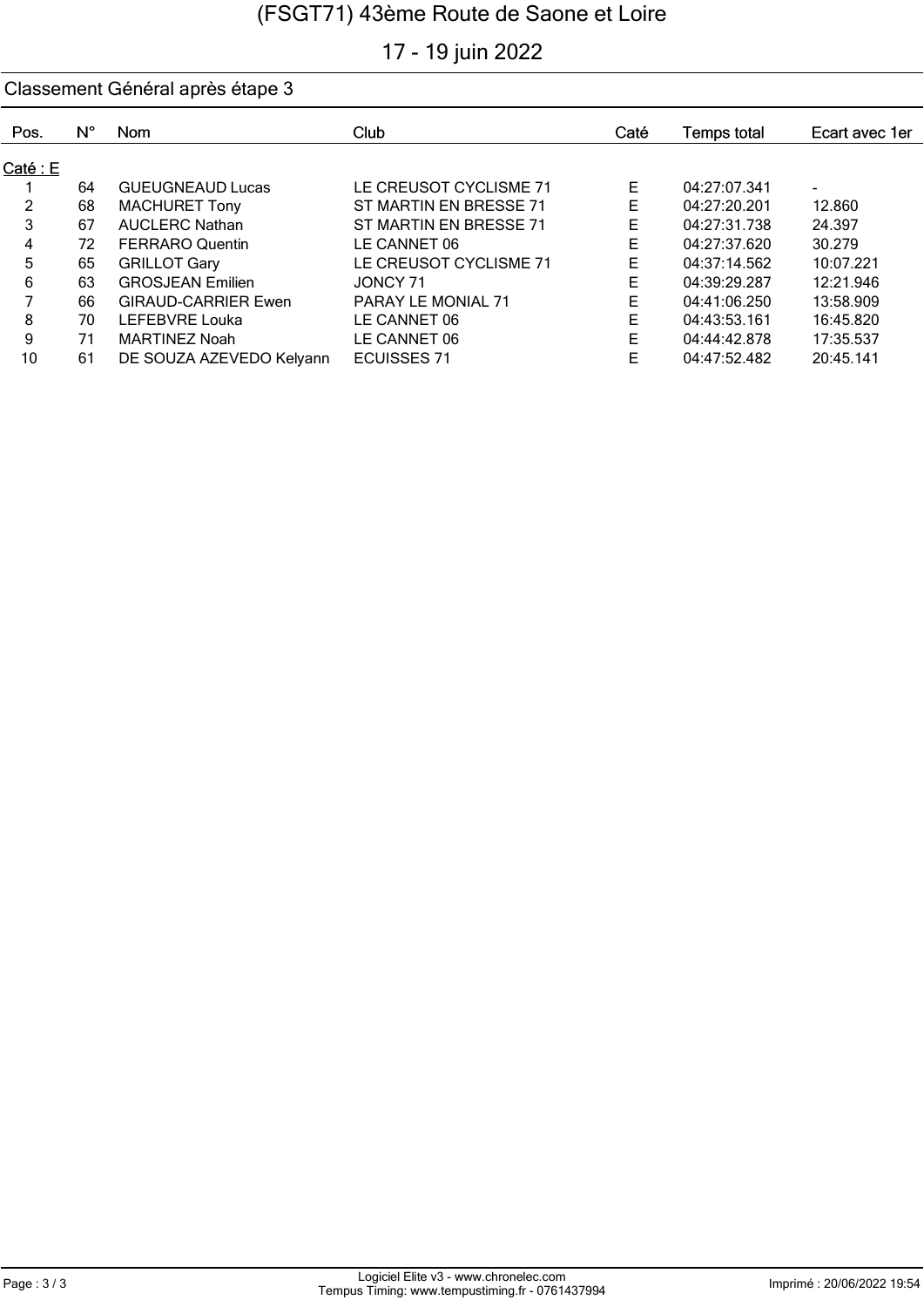# (FSGT71) 43ème Route de Saone et Loire

17 - 19 juin 2022

## Classement Général après étape 3

| Pos. | N° | Nom | Club | Caté | Temps total | Ecart avec 1er |
|---|---|---|---|---|---|---|
| Caté : E | | | | | | |
| 1 | 64 | GUEUGNEAUD Lucas | LE CREUSOT CYCLISME 71 | E | 04:27:07.341 | - |
| 2 | 68 | MACHURET Tony | ST MARTIN EN BRESSE 71 | E | 04:27:20.201 | 12.860 |
| 3 | 67 | AUCLERC Nathan | ST MARTIN EN BRESSE 71 | E | 04:27:31.738 | 24.397 |
| 4 | 72 | FERRARO Quentin | LE CANNET 06 | E | 04:27:37.620 | 30.279 |
| 5 | 65 | GRILLOT Gary | LE CREUSOT CYCLISME 71 | E | 04:37:14.562 | 10:07.221 |
| 6 | 63 | GROSJEAN Emilien | JONCY 71 | E | 04:39:29.287 | 12:21.946 |
| 7 | 66 | GIRAUD-CARRIER Ewen | PARAY LE MONIAL 71 | E | 04:41:06.250 | 13:58.909 |
| 8 | 70 | LEFEBVRE Louka | LE CANNET 06 | E | 04:43:53.161 | 16:45.820 |
| 9 | 71 | MARTINEZ Noah | LE CANNET 06 | E | 04:44:42.878 | 17:35.537 |
| 10 | 61 | DE SOUZA AZEVEDO Kelyann | ECUISSES 71 | E | 04:47:52.482 | 20:45.141 |

Logiciel Elite v3 - www.chronelec.com
Tempus Timing: www.tempustiming.fr - 0761437994

Imprimé : 20/06/2022 19:54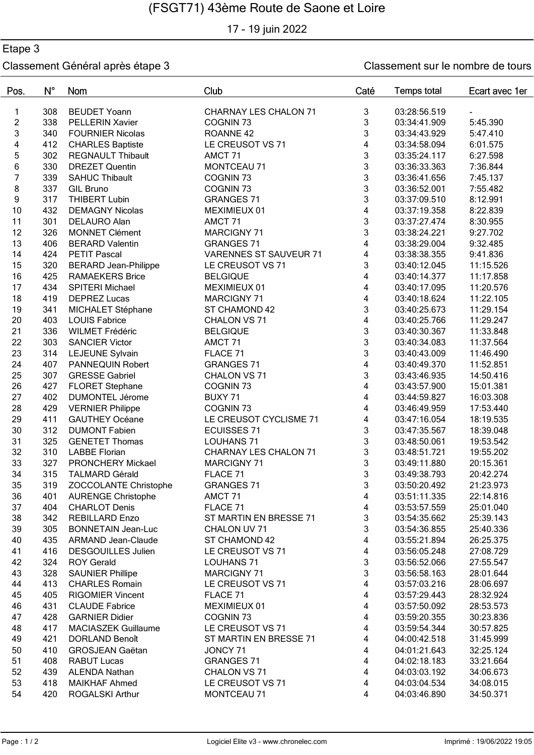# (FSGT71) 43ème Route de Saone et Loire

17 - 19 juin 2022

## Etape 3

Classement Général après étape 3

Classement sur le nombre de tours

| Pos. | N° | Nom | Club | Caté | Temps total | Ecart avec 1er |
|---|---|---|---|---|---|---|
| 1 | 308 | BEUDET Yoann | CHARNAY LES CHALON 71 | 3 | 03:28:56.519 | - |
| 2 | 338 | PELLERIN Xavier | COGNIN 73 | 3 | 03:34:41.909 | 5:45.390 |
| 3 | 340 | FOURNIER Nicolas | ROANNE 42 | 3 | 03:34:43.929 | 5:47.410 |
| 4 | 412 | CHARLES Baptiste | LE CREUSOT VS 71 | 4 | 03:34:58.094 | 6:01.575 |
| 5 | 302 | REGNAULT Thibault | AMCT 71 | 3 | 03:35:24.117 | 6:27.598 |
| 6 | 330 | DREZET Quentin | MONTCEAU 71 | 3 | 03:36:33.363 | 7:36.844 |
| 7 | 339 | SAHUC Thibault | COGNIN 73 | 3 | 03:36:41.656 | 7:45.137 |
| 8 | 337 | GIL Bruno | COGNIN 73 | 3 | 03:36:52.001 | 7:55.482 |
| 9 | 317 | THIBERT Lubin | GRANGES 71 | 3 | 03:37:09.510 | 8:12.991 |
| 10 | 432 | DEMAGNY Nicolas | MEXIMIEUX 01 | 4 | 03:37:19.358 | 8:22.839 |
| 11 | 301 | DELAURO Alan | AMCT 71 | 3 | 03:37:27.474 | 8:30.955 |
| 12 | 326 | MONNET Clément | MARCIGNY 71 | 3 | 03:38:24.221 | 9:27.702 |
| 13 | 406 | BERARD Valentin | GRANGES 71 | 4 | 03:38:29.004 | 9:32.485 |
| 14 | 424 | PETIT Pascal | VARENNES ST SAUVEUR 71 | 4 | 03:38:38.355 | 9:41.836 |
| 15 | 320 | BERARD Jean-Philippe | LE CREUSOT VS 71 | 3 | 03:40:12.045 | 11:15.526 |
| 16 | 425 | RAMAEKERS Brice | BELGIQUE | 4 | 03:40:14.377 | 11:17.858 |
| 17 | 434 | SPITERI Michael | MEXIMIEUX 01 | 4 | 03:40:17.095 | 11:20.576 |
| 18 | 419 | DEPREZ Lucas | MARCIGNY 71 | 4 | 03:40:18.624 | 11:22.105 |
| 19 | 341 | MICHALET Stéphane | ST CHAMOND 42 | 3 | 03:40:25.673 | 11:29.154 |
| 20 | 403 | LOUIS Fabrice | CHALON VS 71 | 4 | 03:40:25.766 | 11:29.247 |
| 21 | 336 | WILMET Frédéric | BELGIQUE | 3 | 03:40:30.367 | 11:33.848 |
| 22 | 303 | SANCIER Victor | AMCT 71 | 3 | 03:40:34.083 | 11:37.564 |
| 23 | 314 | LEJEUNE Sylvain | FLACE 71 | 3 | 03:40:43.009 | 11:46.490 |
| 24 | 407 | PANNEQUIN Robert | GRANGES 71 | 4 | 03:40:49.370 | 11:52.851 |
| 25 | 307 | GRESSE Gabriel | CHALON VS 71 | 3 | 03:43:46.935 | 14:50.416 |
| 26 | 427 | FLORET Stephane | COGNIN 73 | 4 | 03:43:57.900 | 15:01.381 |
| 27 | 402 | DUMONTEL Jérome | BUXY 71 | 4 | 03:44:59.827 | 16:03.308 |
| 28 | 429 | VERNIER Philippe | COGNIN 73 | 4 | 03:46:49.959 | 17:53.440 |
| 29 | 411 | GAUTHEY Océane | LE CREUSOT CYCLISME 71 | 4 | 03:47:16.054 | 18:19.535 |
| 30 | 312 | DUMONT Fabien | ECUISSES 71 | 3 | 03:47:35.567 | 18:39.048 |
| 31 | 325 | GENETET Thomas | LOUHANS 71 | 3 | 03:48:50.061 | 19:53.542 |
| 32 | 310 | LABBE Florian | CHARNAY LES CHALON 71 | 3 | 03:48:51.721 | 19:55.202 |
| 33 | 327 | PRONCHERY Mickael | MARCIGNY 71 | 3 | 03:49:11.880 | 20:15.361 |
| 34 | 315 | TALMARD Gérald | FLACE 71 | 3 | 03:49:38.793 | 20:42.274 |
| 35 | 319 | ZOCCOLANTE Christophe | GRANGES 71 | 3 | 03:50:20.492 | 21:23.973 |
| 36 | 401 | AURENGE Christophe | AMCT 71 | 4 | 03:51:11.335 | 22:14.816 |
| 37 | 404 | CHARLOT Denis | FLACE 71 | 4 | 03:53:57.559 | 25:01.040 |
| 38 | 342 | REBILLARD Enzo | ST MARTIN EN BRESSE 71 | 3 | 03:54:35.662 | 25:39.143 |
| 39 | 305 | BONNETAIN Jean-Luc | CHALON UV 71 | 3 | 03:54:36.855 | 25:40.336 |
| 40 | 435 | ARMAND Jean-Claude | ST CHAMOND 42 | 4 | 03:55:21.894 | 26:25.375 |
| 41 | 416 | DESGOUILLES Julien | LE CREUSOT VS 71 | 4 | 03:56:05.248 | 27:08.729 |
| 42 | 324 | ROY Gerald | LOUHANS 71 | 3 | 03:56:52.066 | 27:55.547 |
| 43 | 328 | SAUNIER Phillipe | MARCIGNY 71 | 3 | 03:56:58.163 | 28:01.644 |
| 44 | 413 | CHARLES Romain | LE CREUSOT VS 71 | 4 | 03:57:03.216 | 28:06.697 |
| 45 | 405 | RIGOMIER Vincent | FLACE 71 | 4 | 03:57:29.443 | 28:32.924 |
| 46 | 431 | CLAUDE Fabrice | MEXIMIEUX 01 | 4 | 03:57:50.092 | 28:53.573 |
| 47 | 428 | GARNIER Didier | COGNIN 73 | 4 | 03:59:20.355 | 30:23.836 |
| 48 | 417 | MACIASZEK Guillaume | LE CREUSOT VS 71 | 4 | 03:59:54.344 | 30:57.825 |
| 49 | 421 | DORLAND Benoît | ST MARTIN EN BRESSE 71 | 4 | 04:00:42.518 | 31:45.999 |
| 50 | 410 | GROSJEAN Gaëtan | JONCY 71 | 4 | 04:01:21.643 | 32:25.124 |
| 51 | 408 | RABUT Lucas | GRANGES 71 | 4 | 04:02:18.183 | 33:21.664 |
| 52 | 439 | ALENDA Nathan | CHALON VS 71 | 4 | 04:03:03.192 | 34:06.673 |
| 53 | 418 | MAIKHAF Ahmed | LE CREUSOT VS 71 | 4 | 04:03:04.534 | 34:08.015 |
| 54 | 420 | ROGALSKI Arthur | MONTCEAU 71 | 4 | 04:03:46.890 | 34:50.371 |

Logiciel Elite v3 - www.chronelec.com

Imprimé : 19/06/2022 19:05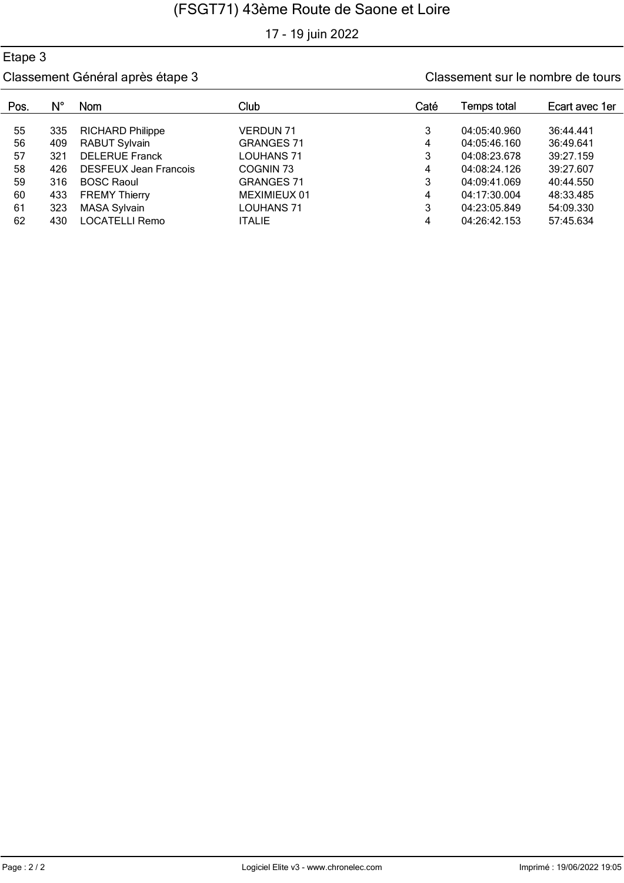# (FSGT71) 43ème Route de Saone et Loire

17 - 19 juin 2022

## Etape 3

Classement Général après étape 3

Classement sur le nombre de tours

| Pos. | N° | Nom | Club | Caté | Temps total | Ecart avec 1er |
|---|---|---|---|---|---|---|
| 55 | 335 | RICHARD Philippe | VERDUN 71 | 3 | 04:05:40.960 | 36:44.441 |
| 56 | 409 | RABUT Sylvain | GRANGES 71 | 4 | 04:05:46.160 | 36:49.641 |
| 57 | 321 | DELERUE Franck | LOUHANS 71 | 3 | 04:08:23.678 | 39:27.159 |
| 58 | 426 | DESFEUX Jean Francois | COGNIN 73 | 4 | 04:08:24.126 | 39:27.607 |
| 59 | 316 | BOSC Raoul | GRANGES 71 | 3 | 04:09:41.069 | 40:44.550 |
| 60 | 433 | FREMY Thierry | MEXIMIEUX 01 | 4 | 04:17:30.004 | 48:33.485 |
| 61 | 323 | MASA Sylvain | LOUHANS 71 | 3 | 04:23:05.849 | 54:09.330 |
| 62 | 430 | LOCATELLI Remo | ITALIE | 4 | 04:26:42.153 | 57:45.634 |

Logiciel Elite v3 - www.chronelec.com

Imprimé : 19/06/2022 19:05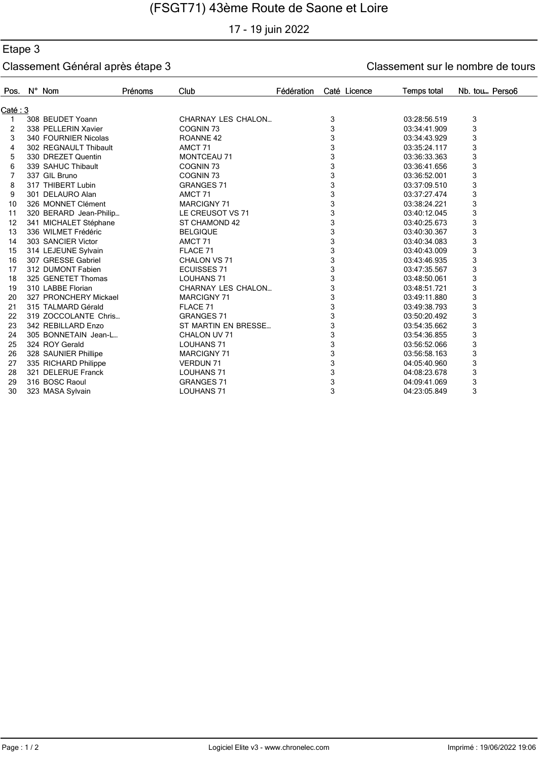# (FSGT71) 43ème Route de Saone et Loire

17 - 19 juin 2022

## Etape 3

### Classement Général après étape 3

Classement sur le nombre de tours

| Pos. | N° | Nom | Prénoms | Club | Fédération | Caté | Licence | Temps total | Nb. tou... | Perso6 |
|---|---|---|---|---|---|---|---|---|---|---|
| **Caté : 3** | | | | | | | | | | |
| 1 | 308 | BEUDET Yoann | | CHARNAY LES CHALON... | | 3 | | 03:28:56.519 | 3 | |
| 2 | 338 | PELLERIN Xavier | | COGNIN 73 | | 3 | | 03:34:41.909 | 3 | |
| 3 | 340 | FOURNIER Nicolas | | ROANNE 42 | | 3 | | 03:34:43.929 | 3 | |
| 4 | 302 | REGNAULT Thibault | | AMCT 71 | | 3 | | 03:35:24.117 | 3 | |
| 5 | 330 | DREZET Quentin | | MONTCEAU 71 | | 3 | | 03:36:33.363 | 3 | |
| 6 | 339 | SAHUC Thibault | | COGNIN 73 | | 3 | | 03:36:41.656 | 3 | |
| 7 | 337 | GIL Bruno | | COGNIN 73 | | 3 | | 03:36:52.001 | 3 | |
| 8 | 317 | THIBERT Lubin | | GRANGES 71 | | 3 | | 03:37:09.510 | 3 | |
| 9 | 301 | DELAURO Alan | | AMCT 71 | | 3 | | 03:37:27.474 | 3 | |
| 10 | 326 | MONNET Clément | | MARCIGNY 71 | | 3 | | 03:38:24.221 | 3 | |
| 11 | 320 | BERARD Jean-Philip... | | LE CREUSOT VS 71 | | 3 | | 03:40:12.045 | 3 | |
| 12 | 341 | MICHALET Stéphane | | ST CHAMOND 42 | | 3 | | 03:40:25.673 | 3 | |
| 13 | 336 | WILMET Frédéric | | BELGIQUE | | 3 | | 03:40:30.367 | 3 | |
| 14 | 303 | SANCIER Victor | | AMCT 71 | | 3 | | 03:40:34.083 | 3 | |
| 15 | 314 | LEJEUNE Sylvain | | FLACE 71 | | 3 | | 03:40:43.009 | 3 | |
| 16 | 307 | GRESSE Gabriel | | CHALON VS 71 | | 3 | | 03:43:46.935 | 3 | |
| 17 | 312 | DUMONT Fabien | | ECUISSES 71 | | 3 | | 03:47:35.567 | 3 | |
| 18 | 325 | GENETET Thomas | | LOUHANS 71 | | 3 | | 03:48:50.061 | 3 | |
| 19 | 310 | LABBE Florian | | CHARNAY LES CHALON... | | 3 | | 03:48:51.721 | 3 | |
| 20 | 327 | PRONCHERY Mickael | | MARCIGNY 71 | | 3 | | 03:49:11.880 | 3 | |
| 21 | 315 | TALMARD Gérald | | FLACE 71 | | 3 | | 03:49:38.793 | 3 | |
| 22 | 319 | ZOCCOLANTE Chris... | | GRANGES 71 | | 3 | | 03:50:20.492 | 3 | |
| 23 | 342 | REBILLARD Enzo | | ST MARTIN EN BRESSE... | | 3 | | 03:54:35.662 | 3 | |
| 24 | 305 | BONNETAIN Jean-L... | | CHALON UV 71 | | 3 | | 03:54:36.855 | 3 | |
| 25 | 324 | ROY Gerald | | LOUHANS 71 | | 3 | | 03:56:52.066 | 3 | |
| 26 | 328 | SAUNIER Phillipe | | MARCIGNY 71 | | 3 | | 03:56:58.163 | 3 | |
| 27 | 335 | RICHARD Philippe | | VERDUN 71 | | 3 | | 04:05:40.960 | 3 | |
| 28 | 321 | DELERUE Franck | | LOUHANS 71 | | 3 | | 04:08:23.678 | 3 | |
| 29 | 316 | BOSC Raoul | | GRANGES 71 | | 3 | | 04:09:41.069 | 3 | |
| 30 | 323 | MASA Sylvain | | LOUHANS 71 | | 3 | | 04:23:05.849 | 3 | |

Logiciel Elite v3 - www.chronelec.com

Imprimé : 19/06/2022 19:06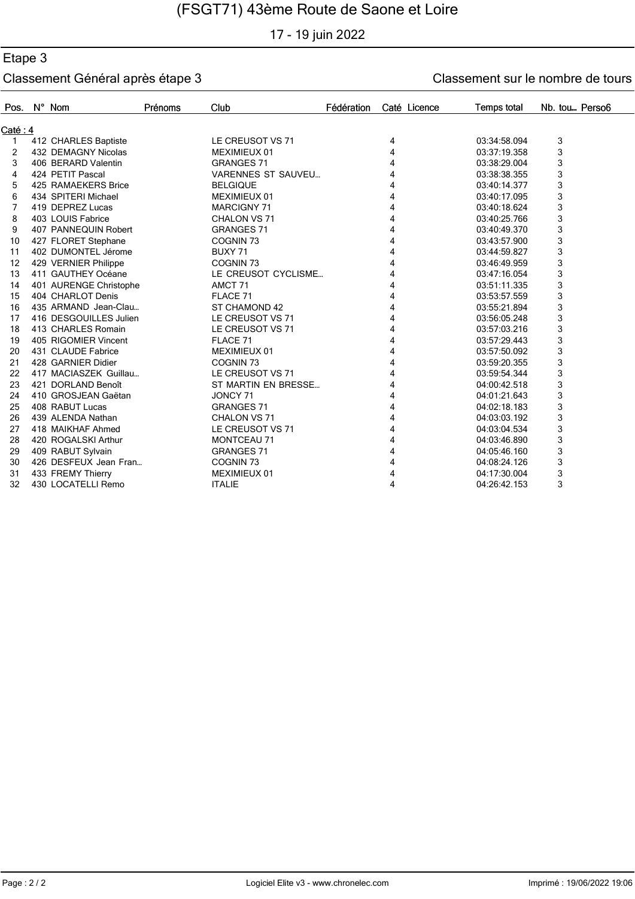# (FSGT71) 43ème Route de Saone et Loire

17 - 19 juin 2022

## Etape 3

### Classement Général après étape 3

Classement sur le nombre de tours

| Pos. | N° | Nom | Prénoms | Club | Fédération | Caté | Licence | Temps total | Nb. tou... | Perso6 |
|---|---|---|---|---|---|---|---|---|---|---|
| **Caté : 4** | | | | | | | | | | |
| 1 | 412 | CHARLES Baptiste | | LE CREUSOT VS 71 | | 4 | | 03:34:58.094 | 3 | |
| 2 | 432 | DEMAGNY Nicolas | | MEXIMIEUX 01 | | 4 | | 03:37:19.358 | 3 | |
| 3 | 406 | BERARD Valentin | | GRANGES 71 | | 4 | | 03:38:29.004 | 3 | |
| 4 | 424 | PETIT Pascal | | VARENNES ST SAUVEU... | | 4 | | 03:38:38.355 | 3 | |
| 5 | 425 | RAMAEKERS Brice | | BELGIQUE | | 4 | | 03:40:14.377 | 3 | |
| 6 | 434 | SPITERI Michael | | MEXIMIEUX 01 | | 4 | | 03:40:17.095 | 3 | |
| 7 | 419 | DEPREZ Lucas | | MARCIGNY 71 | | 4 | | 03:40:18.624 | 3 | |
| 8 | 403 | LOUIS Fabrice | | CHALON VS 71 | | 4 | | 03:40:25.766 | 3 | |
| 9 | 407 | PANNEQUIN Robert | | GRANGES 71 | | 4 | | 03:40:49.370 | 3 | |
| 10 | 427 | FLORET Stephane | | COGNIN 73 | | 4 | | 03:43:57.900 | 3 | |
| 11 | 402 | DUMONTEL Jérome | | BUXY 71 | | 4 | | 03:44:59.827 | 3 | |
| 12 | 429 | VERNIER Philippe | | COGNIN 73 | | 4 | | 03:46:49.959 | 3 | |
| 13 | 411 | GAUTHEY Océane | | LE CREUSOT CYCLISME... | | 4 | | 03:47:16.054 | 3 | |
| 14 | 401 | AURENGE Christophe | | AMCT 71 | | 4 | | 03:51:11.335 | 3 | |
| 15 | 404 | CHARLOT Denis | | FLACE 71 | | 4 | | 03:53:57.559 | 3 | |
| 16 | 435 | ARMAND Jean-Clau... | | ST CHAMOND 42 | | 4 | | 03:55:21.894 | 3 | |
| 17 | 416 | DESGOUILLES Julien | | LE CREUSOT VS 71 | | 4 | | 03:56:05.248 | 3 | |
| 18 | 413 | CHARLES Romain | | LE CREUSOT VS 71 | | 4 | | 03:57:03.216 | 3 | |
| 19 | 405 | RIGOMIER Vincent | | FLACE 71 | | 4 | | 03:57:29.443 | 3 | |
| 20 | 431 | CLAUDE Fabrice | | MEXIMIEUX 01 | | 4 | | 03:57:50.092 | 3 | |
| 21 | 428 | GARNIER Didier | | COGNIN 73 | | 4 | | 03:59:20.355 | 3 | |
| 22 | 417 | MACIASZEK Guillau... | | LE CREUSOT VS 71 | | 4 | | 03:59:54.344 | 3 | |
| 23 | 421 | DORLAND Benoît | | ST MARTIN EN BRESSE... | | 4 | | 04:00:42.518 | 3 | |
| 24 | 410 | GROSJEAN Gaëtan | | JONCY 71 | | 4 | | 04:01:21.643 | 3 | |
| 25 | 408 | RABUT Lucas | | GRANGES 71 | | 4 | | 04:02:18.183 | 3 | |
| 26 | 439 | ALENDA Nathan | | CHALON VS 71 | | 4 | | 04:03:03.192 | 3 | |
| 27 | 418 | MAIKHAF Ahmed | | LE CREUSOT VS 71 | | 4 | | 04:03:04.534 | 3 | |
| 28 | 420 | ROGALSKI Arthur | | MONTCEAU 71 | | 4 | | 04:03:46.890 | 3 | |
| 29 | 409 | RABUT Sylvain | | GRANGES 71 | | 4 | | 04:05:46.160 | 3 | |
| 30 | 426 | DESFEUX Jean Fran... | | COGNIN 73 | | 4 | | 04:08:24.126 | 3 | |
| 31 | 433 | FREMY Thierry | | MEXIMIEUX 01 | | 4 | | 04:17:30.004 | 3 | |
| 32 | 430 | LOCATELLI Remo | | ITALIE | | 4 | | 04:26:42.153 | 3 | |

Logiciel Elite v3 - www.chronelec.com

Imprimé : 19/06/2022 19:06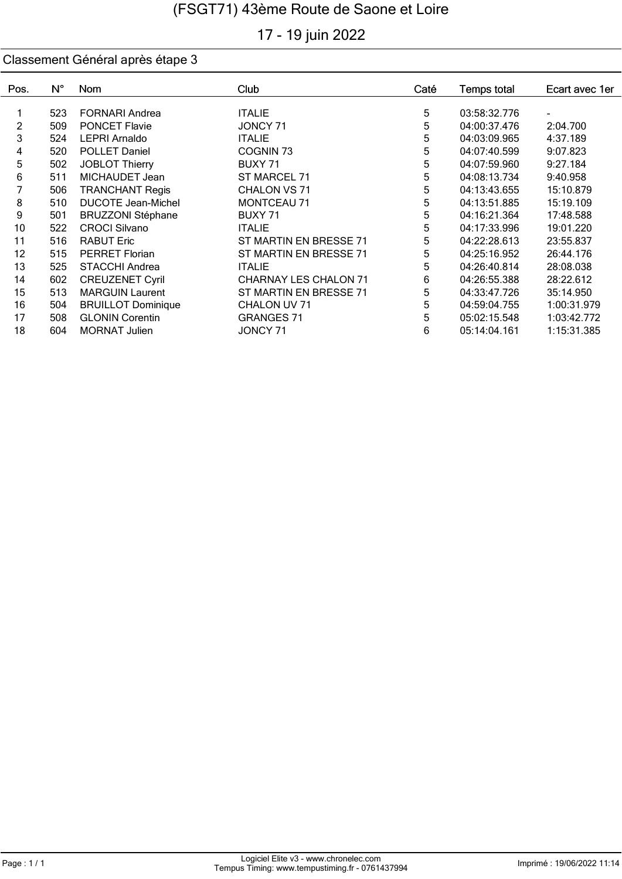# (FSGT71) 43ème Route de Saone et Loire

17 - 19 juin 2022

## Classement Général après étape 3

| Pos. | N° | Nom | Club | Caté | Temps total | Ecart avec 1er |
|---|---|---|---|---|---|---|
| 1 | 523 | FORNARI Andrea | ITALIE | 5 | 03:58:32.776 | - |
| 2 | 509 | PONCET Flavie | JONCY 71 | 5 | 04:00:37.476 | 2:04.700 |
| 3 | 524 | LEPRI Arnaldo | ITALIE | 5 | 04:03:09.965 | 4:37.189 |
| 4 | 520 | POLLET Daniel | COGNIN 73 | 5 | 04:07:40.599 | 9:07.823 |
| 5 | 502 | JOBLOT Thierry | BUXY 71 | 5 | 04:07:59.960 | 9:27.184 |
| 6 | 511 | MICHAUDET Jean | ST MARCEL 71 | 5 | 04:08:13.734 | 9:40.958 |
| 7 | 506 | TRANCHANT Regis | CHALON VS 71 | 5 | 04:13:43.655 | 15:10.879 |
| 8 | 510 | DUCOTE Jean-Michel | MONTCEAU 71 | 5 | 04:13:51.885 | 15:19.109 |
| 9 | 501 | BRUZZONI Stéphane | BUXY 71 | 5 | 04:16:21.364 | 17:48.588 |
| 10 | 522 | CROCI Silvano | ITALIE | 5 | 04:17:33.996 | 19:01.220 |
| 11 | 516 | RABUT Eric | ST MARTIN EN BRESSE 71 | 5 | 04:22:28.613 | 23:55.837 |
| 12 | 515 | PERRET Florian | ST MARTIN EN BRESSE 71 | 5 | 04:25:16.952 | 26:44.176 |
| 13 | 525 | STACCHI Andrea | ITALIE | 5 | 04:26:40.814 | 28:08.038 |
| 14 | 602 | CREUZENET Cyril | CHARNAY LES CHALON 71 | 6 | 04:26:55.388 | 28:22.612 |
| 15 | 513 | MARGUIN Laurent | ST MARTIN EN BRESSE 71 | 5 | 04:33:47.726 | 35:14.950 |
| 16 | 504 | BRUILLOT Dominique | CHALON UV 71 | 5 | 04:59:04.755 | 1:00:31.979 |
| 17 | 508 | GLONIN Corentin | GRANGES 71 | 5 | 05:02:15.548 | 1:03:42.772 |
| 18 | 604 | MORNAT Julien | JONCY 71 | 6 | 05:14:04.161 | 1:15:31.385 |

Logiciel Elite v3 - www.chronelec.com
Tempus Timing: www.tempustiming.fr - 0761437994

Imprimé : 19/06/2022 11:14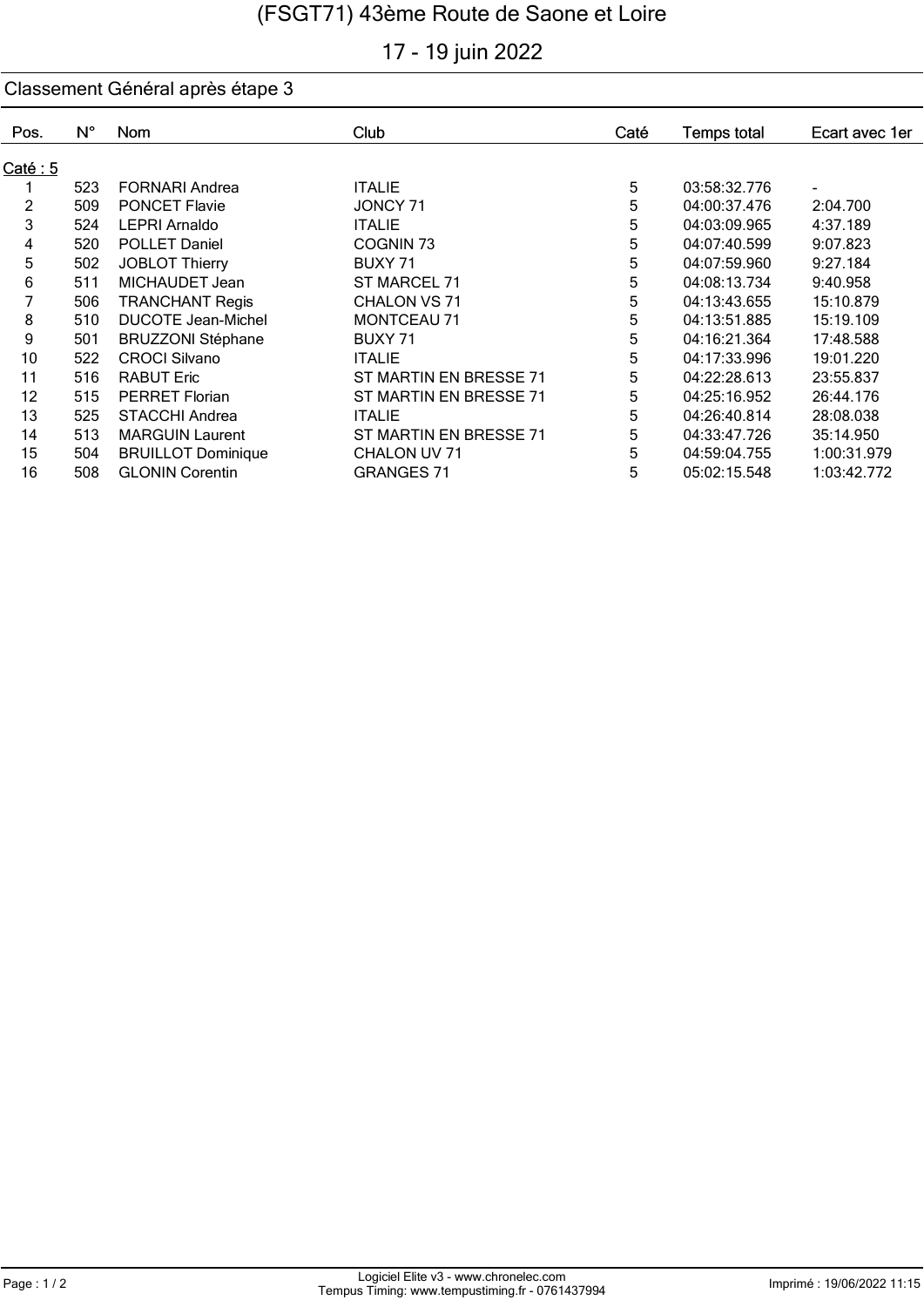# (FSGT71) 43ème Route de Saone et Loire

17 - 19 juin 2022

## Classement Général après étape 3

| Pos. | N° | Nom | Club | Caté | Temps total | Ecart avec 1er |
|---|---|---|---|---|---|---|
| Caté : 5 | | | | | | |
| 1 | 523 | FORNARI Andrea | ITALIE | 5 | 03:58:32.776 | - |
| 2 | 509 | PONCET Flavie | JONCY 71 | 5 | 04:00:37.476 | 2:04.700 |
| 3 | 524 | LEPRI Arnaldo | ITALIE | 5 | 04:03:09.965 | 4:37.189 |
| 4 | 520 | POLLET Daniel | COGNIN 73 | 5 | 04:07:40.599 | 9:07.823 |
| 5 | 502 | JOBLOT Thierry | BUXY 71 | 5 | 04:07:59.960 | 9:27.184 |
| 6 | 511 | MICHAUDET Jean | ST MARCEL 71 | 5 | 04:08:13.734 | 9:40.958 |
| 7 | 506 | TRANCHANT Regis | CHALON VS 71 | 5 | 04:13:43.655 | 15:10.879 |
| 8 | 510 | DUCOTE Jean-Michel | MONTCEAU 71 | 5 | 04:13:51.885 | 15:19.109 |
| 9 | 501 | BRUZZONI Stéphane | BUXY 71 | 5 | 04:16:21.364 | 17:48.588 |
| 10 | 522 | CROCI Silvano | ITALIE | 5 | 04:17:33.996 | 19:01.220 |
| 11 | 516 | RABUT Eric | ST MARTIN EN BRESSE 71 | 5 | 04:22:28.613 | 23:55.837 |
| 12 | 515 | PERRET Florian | ST MARTIN EN BRESSE 71 | 5 | 04:25:16.952 | 26:44.176 |
| 13 | 525 | STACCHI Andrea | ITALIE | 5 | 04:26:40.814 | 28:08.038 |
| 14 | 513 | MARGUIN Laurent | ST MARTIN EN BRESSE 71 | 5 | 04:33:47.726 | 35:14.950 |
| 15 | 504 | BRUILLOT Dominique | CHALON UV 71 | 5 | 04:59:04.755 | 1:00:31.979 |
| 16 | 508 | GLONIN Corentin | GRANGES 71 | 5 | 05:02:15.548 | 1:03:42.772 |

Logiciel Elite v3 - www.chronelec.com
Tempus Timing: www.tempustiming.fr - 0761437994

Imprimé : 19/06/2022 11:15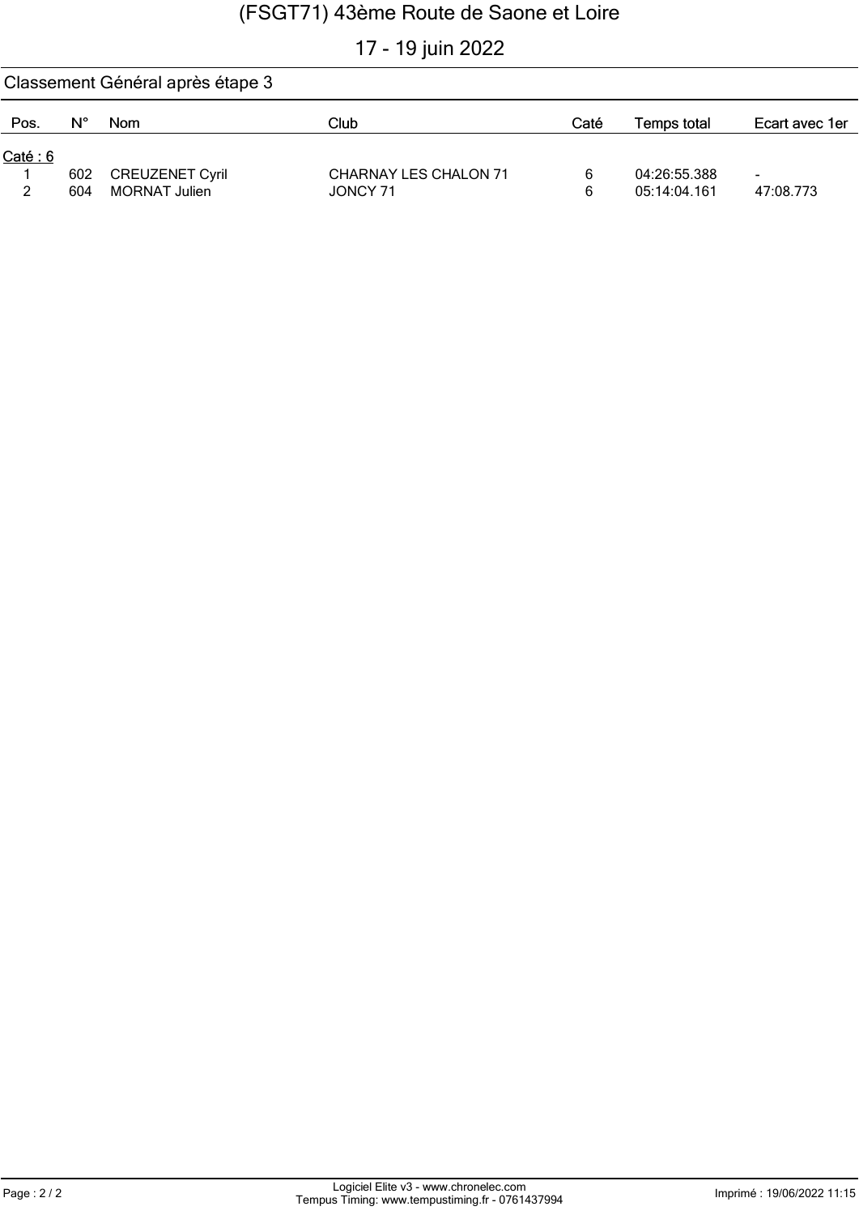# (FSGT71) 43ème Route de Saone et Loire

## 17 - 19 juin 2022

### Classement Général après étape 3

| Pos. | N° | Nom | Club | Caté | Temps total | Ecart avec 1er |
|---|---|---|---|---|---|---|
| Caté : 6 | | | | | | |
| 1 | 602 | CREUZENET Cyril | CHARNAY LES CHALON 71 | 6 | 04:26:55.388 | - |
| 2 | 604 | MORNAT Julien | JONCY 71 | 6 | 05:14:04.161 | 47:08.773 |

Logiciel Elite v3 - www.chronelec.com
Tempus Timing: www.tempustiming.fr - 0761437994

Imprimé : 19/06/2022 11:15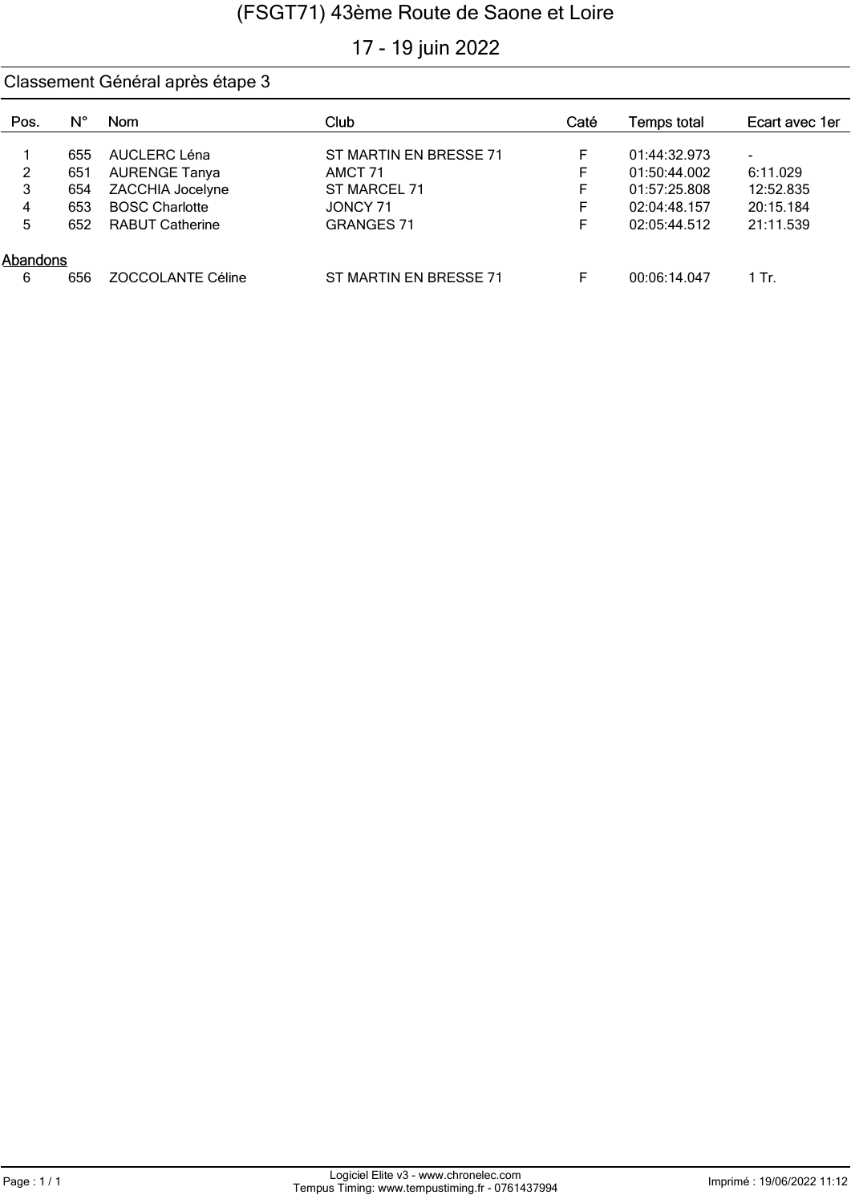# (FSGT71) 43ème Route de Saone et Loire

17 - 19 juin 2022

## Classement Général après étape 3

| Pos. | N° | Nom | Club | Caté | Temps total | Ecart avec 1er |
|---|---|---|---|---|---|---|
| 1 | 655 | AUCLERC Léna | ST MARTIN EN BRESSE 71 | F | 01:44:32.973 | - |
| 2 | 651 | AURENGE Tanya | AMCT 71 | F | 01:50:44.002 | 6:11.029 |
| 3 | 654 | ZACCHIA Jocelyne | ST MARCEL 71 | F | 01:57:25.808 | 12:52.835 |
| 4 | 653 | BOSC Charlotte | JONCY 71 | F | 02:04:48.157 | 20:15.184 |
| 5 | 652 | RABUT Catherine | GRANGES 71 | F | 02:05:44.512 | 21:11.539 |
| **Abandons** | | | | | | |
| 6 | 656 | ZOCCOLANTE Céline | ST MARTIN EN BRESSE 71 | F | 00:06:14.047 | 1 Tr. |

Logiciel Elite v3 - www.chronelec.com
Tempus Timing: www.tempustiming.fr - 0761437994

Imprimé : 19/06/2022 11:12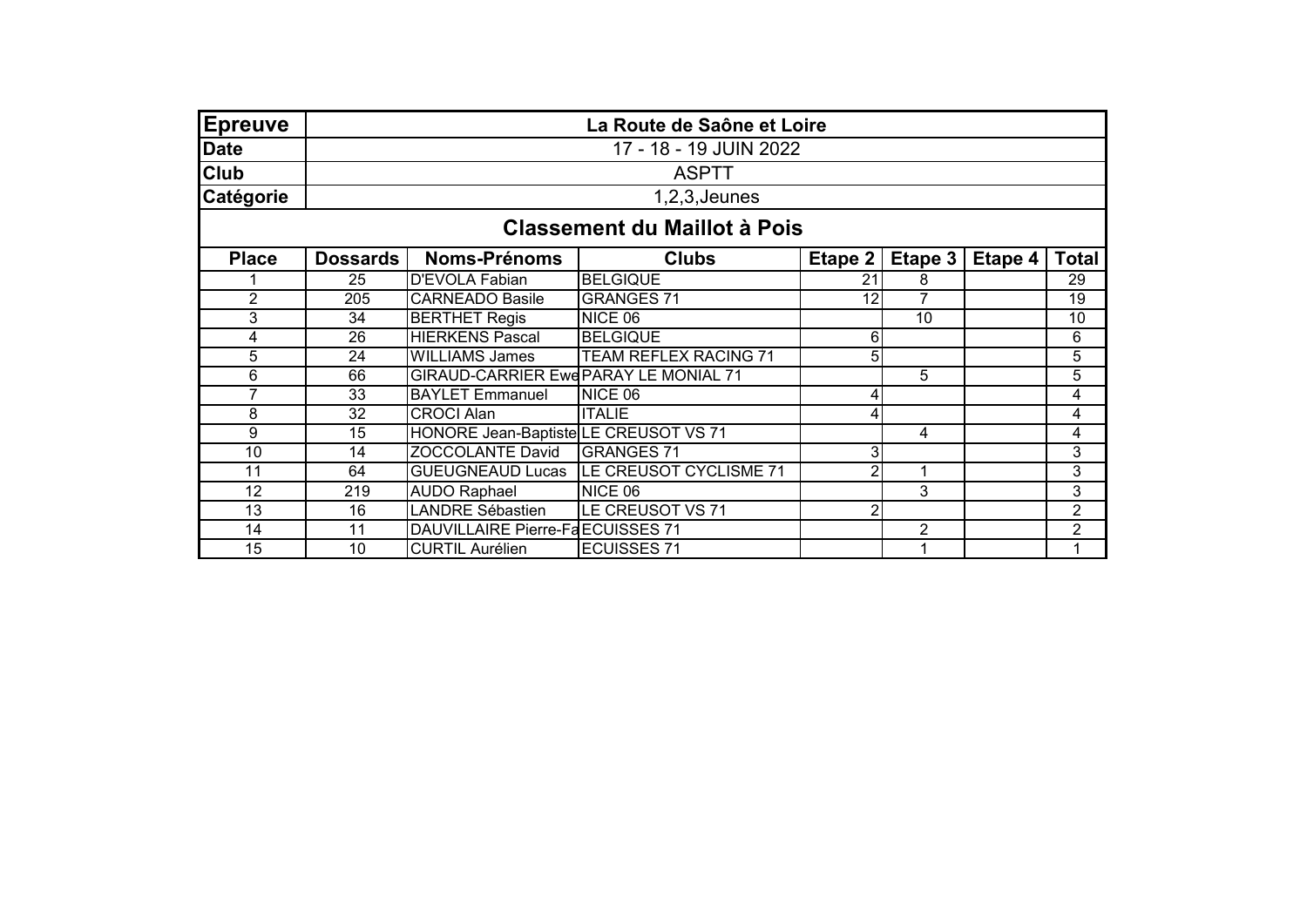| Epreuve | La Route de Saône et Loire |
|---|---|
| Date | 17 - 18 - 19 JUIN 2022 |
| Club | ASPTT |
| Catégorie | 1,2,3,Jeunes |

## Classement du Maillot à Pois

| Place | Dossards | Noms-Prénoms | Clubs | Etape 2 | Etape 3 | Etape 4 | Total |
|---|---|---|---|---|---|---|---|
| 1 | 25 | D'EVOLA Fabian | BELGIQUE | 21 | 8 | | 29 |
| 2 | 205 | CARNEADO Basile | GRANGES 71 | 12 | 7 | | 19 |
| 3 | 34 | BERTHET Regis | NICE 06 | | 10 | | 10 |
| 4 | 26 | HIERKENS Pascal | BELGIQUE | 6 | | | 6 |
| 5 | 24 | WILLIAMS James | TEAM REFLEX RACING 71 | 5 | | | 5 |
| 6 | 66 | GIRAUD-CARRIER Ewe | PARAY LE MONIAL 71 | | 5 | | 5 |
| 7 | 33 | BAYLET Emmanuel | NICE 06 | 4 | | | 4 |
| 8 | 32 | CROCI Alan | ITALIE | 4 | | | 4 |
| 9 | 15 | HONORE Jean-Baptiste | LE CREUSOT VS 71 | | 4 | | 4 |
| 10 | 14 | ZOCCOLANTE David | GRANGES 71 | 3 | | | 3 |
| 11 | 64 | GUEUGNEAUD Lucas | LE CREUSOT CYCLISME 71 | 2 | 1 | | 3 |
| 12 | 219 | AUDO Raphael | NICE 06 | | 3 | | 3 |
| 13 | 16 | LANDRE Sébastien | LE CREUSOT VS 71 | 2 | | | 2 |
| 14 | 11 | DAUVILLAIRE Pierre-Fa | ECUISSES 71 | | 2 | | 2 |
| 15 | 10 | CURTIL Aurélien | ECUISSES 71 | | 1 | | 1 |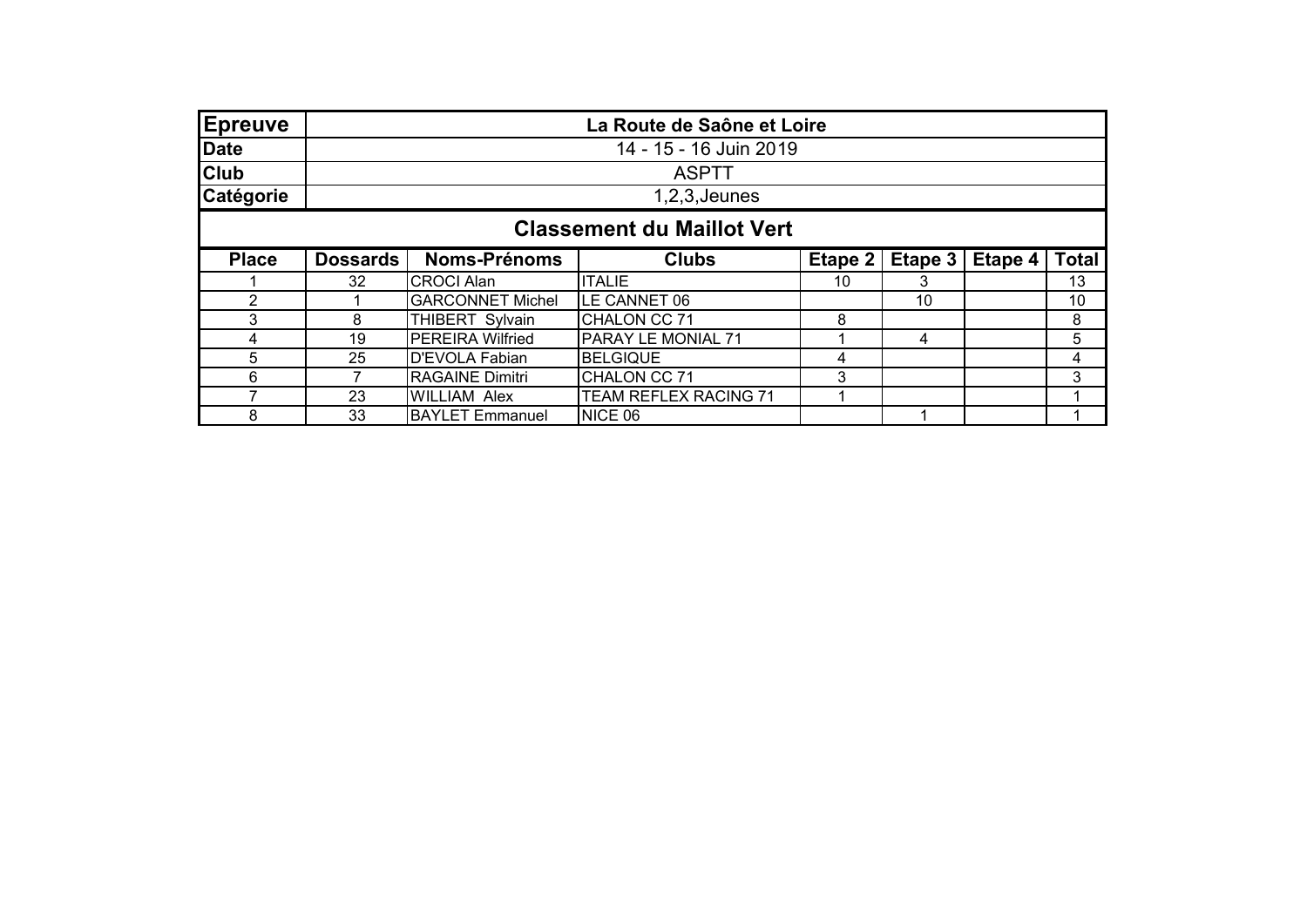| | |
|---|---|
| **Epreuve** | **La Route de Saône et Loire** |
| **Date** | 14 - 15 - 16 Juin 2019 |
| **Club** | ASPTT |
| **Catégorie** | 1,2,3,Jeunes |

## Classement du Maillot Vert

| Place | Dossards | Noms-Prénoms | Clubs | Etape 2 | Etape 3 | Etape 4 | Total |
|---|---|---|---|---|---|---|---|
| 1 | 32 | CROCI Alan | ITALIE | 10 | 3 | | 13 |
| 2 | 1 | GARCONNET Michel | LE CANNET 06 | | 10 | | 10 |
| 3 | 8 | THIBERT Sylvain | CHALON CC 71 | 8 | | | 8 |
| 4 | 19 | PEREIRA Wilfried | PARAY LE MONIAL 71 | 1 | 4 | | 5 |
| 5 | 25 | D'EVOLA Fabian | BELGIQUE | 4 | | | 4 |
| 6 | 7 | RAGAINE Dimitri | CHALON CC 71 | 3 | | | 3 |
| 7 | 23 | WILLIAM Alex | TEAM REFLEX RACING 71 | 1 | | | 1 |
| 8 | 33 | BAYLET Emmanuel | NICE 06 | | 1 | | 1 |